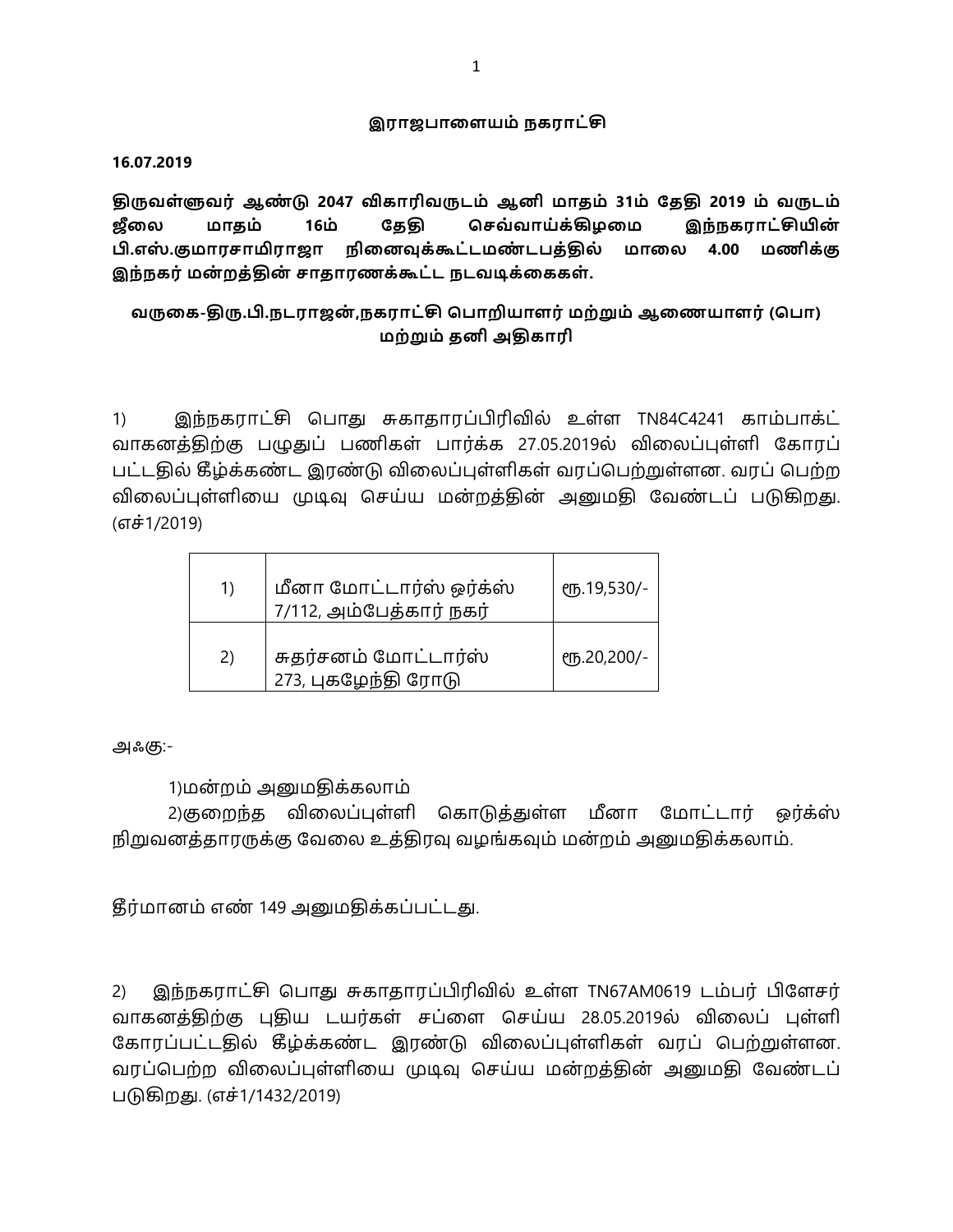**இராஜபாளையம் நகராட்சி**

**16.07.2019**

**திருவள்ளுவர் ஆண்டு 2047 விகாரிவருடம் ஆனி மாதம் 31ம் தேதி 2019 ம் வருடம் ஜீலை மாதம் 16ம் தேதி செவ்வாய்க்கிழமை இந்நகராட்சியின் பி.எஸ்.குமாரசாமிராஜா நினைவுக்கூட்டமண்டபத்தில் மாலை 4.00 மணிக்கு இந்நகர் மன்றத்தின் சாதாரணக்கூட்ட நடவடிக்கைகள்.**

**வருகை-திரு.பி.நடராஜன்,நகராட்சி பொறியாளர் மற்றும் ஆணையாளர் (பொ) மற்றும் தனி அதிகாரி**

1) இந்நகராட்சி பொது சுகாதாரப்பிரிவில் உள்ள TN84C4241 காம்பாக்ட் வாகனத்திற்கு பழுதுப் பணிகள் பார்க்க 27.05.2019ல் விலைப்புள்ளி கோரப் பட்டதில் கீழ்க்கண்ட இரண்டு விலைப்புள்ளிகள் வரப்பெற்றுள்ளன. வரப் பெற்ற விலைப்புள்ளியை முடிவு செய்ய மன்றத்தின் அனுமதி வேண்டப் படுகிறது. (எச்1/2019)

| | | |
|---|---|---|
| 1) | மீனா மோட்டார்ஸ் ஒர்க்ஸ் 7/112, அம்பேத்கார் நகர் | ரூ.19,530/- |
| 2) | சுதர்சனம் மோட்டார்ஸ் 273, புகழேந்தி ரோடு | ரூ.20,200/- |

அஃகு:-

1)மன்றம் அனுமதிக்கலாம்
2)குறைந்த விலைப்புள்ளி கொடுத்துள்ள மீனா மோட்டார் ஒர்க்ஸ் நிறுவனத்தாரருக்கு வேலை உத்திரவு வழங்கவும் மன்றம் அனுமதிக்கலாம்.

தீர்மானம் எண் 149 அனுமதிக்கப்பட்டது.

2) இந்நகராட்சி பொது சுகாதாரப்பிரிவில் உள்ள TN67AM0619 டம்பர் பிளேசர் வாகனத்திற்கு புதிய டயர்கள் சப்ளை செய்ய 28.05.2019ல் விலைப் புள்ளி கோரப்பட்டதில் கீழ்க்கண்ட இரண்டு விலைப்புள்ளிகள் வரப் பெற்றுள்ளன. வரப்பெற்ற விலைப்புள்ளியை முடிவு செய்ய மன்றத்தின் அனுமதி வேண்டப் படுகிறது. (எச்1/1432/2019)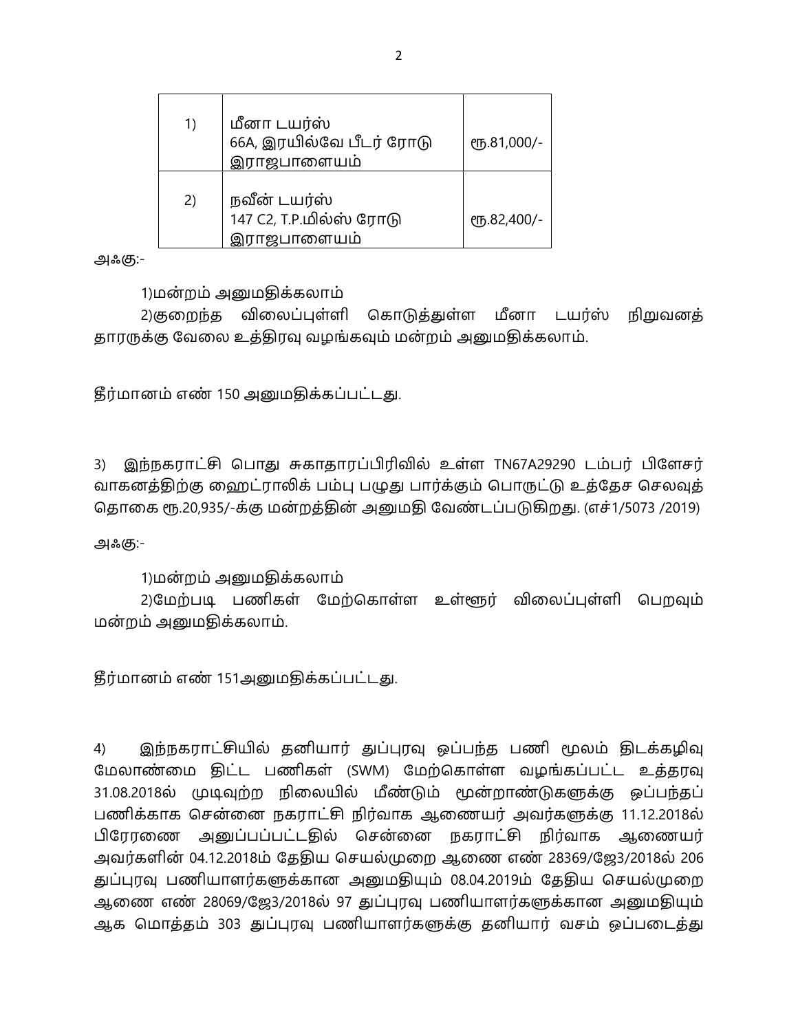| 1) | மீனா டயர்ஸ்<br>66A, இரயில்வே பீடர் ரோடு<br>இராஜபாளையம் | ரூ.81,000/- |
|---|---|---|
| 2) | நவீன் டயர்ஸ்<br>147 C2, T.P.மில்ஸ் ரோடு<br>இராஜபாளையம் | ரூ.82,400/- |

அஃகு:-

1)மன்றம் அனுமதிக்கலாம்
2)குறைந்த விலைப்புள்ளி கொடுத்துள்ள மீனா டயர்ஸ் நிறுவனத் தாரருக்கு வேலை உத்திரவு வழங்கவும் மன்றம் அனுமதிக்கலாம்.

தீர்மானம் எண் 150 அனுமதிக்கப்பட்டது.

3) இந்நகராட்சி பொது சுகாதாரப்பிரிவில் உள்ள TN67A29290 டம்பர் பிளேசர் வாகனத்திற்கு ஹைட்ராலிக் பம்பு பழுது பார்க்கும் பொருட்டு உத்தேச செலவுத் தொகை ரூ.20,935/-க்கு மன்றத்தின் அனுமதி வேண்டப்படுகிறது. (எச்1/5073 /2019)

அஃகு:-

1)மன்றம் அனுமதிக்கலாம்
2)மேற்படி பணிகள் மேற்கொள்ள உள்ளூர் விலைப்புள்ளி பெறவும் மன்றம் அனுமதிக்கலாம்.

தீர்மானம் எண் 151அனுமதிக்கப்பட்டது.

4) இந்நகராட்சியில் தனியார் துப்புரவு ஒப்பந்த பணி மூலம் திடக்கழிவு மேலாண்மை திட்ட பணிகள் (SWM) மேற்கொள்ள வழங்கப்பட்ட உத்தரவு 31.08.2018ல் முடிவுற்ற நிலையில் மீண்டும் மூன்றாண்டுகளுக்கு ஒப்பந்தப் பணிக்காக சென்னை நகராட்சி நிர்வாக ஆணையர் அவர்களுக்கு 11.12.2018ல் பிரேரணை அனுப்பப்பட்டதில் சென்னை நகராட்சி நிர்வாக ஆணையர் அவர்களின் 04.12.2018ம் தேதிய செயல்முறை ஆணை எண் 28369/ஜே3/2018ல் 206 துப்புரவு பணியாளர்களுக்கான அனுமதியும் 08.04.2019ம் தேதிய செயல்முறை ஆணை எண் 28069/ஜே3/2018ல் 97 துப்புரவு பணியாளர்களுக்கான அனுமதியும் ஆக மொத்தம் 303 துப்புரவு பணியாளர்களுக்கு தனியார் வசம் ஒப்படைத்து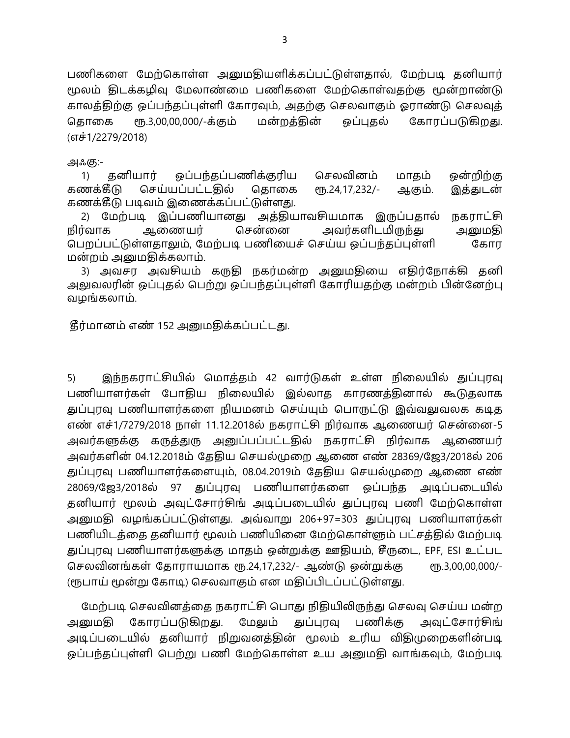பணிகளை மேற்கொள்ள அனுமதியளிக்கப்பட்டுள்ளதால், மேற்படி தனியார் மூலம் திடக்கழிவு மேலாண்மை பணிகளை மேற்கொள்வதற்கு மூன்றாண்டு காலத்திற்கு ஒப்பந்தப்புள்ளி கோரவும், அதற்கு செலவாகும் ஓராண்டு செலவுத் தொகை ரூ.3,00,00,000/-க்கும் மன்றத்தின் ஒப்புதல் கோரப்படுகிறது. (எச்1/2279/2018)

அஃகு:-

1) தனியார் ஒப்பந்தப்பணிக்குரிய செலவினம் மாதம் ஒன்றிற்கு கணக்கீடு செய்யப்பட்டதில் தொகை ரூ.24,17,232/- ஆகும். இத்துடன் கணக்கீடு படிவம் இணைக்கப்பட்டுள்ளது.

2) மேற்படி இப்பணியானது அத்தியாவசியமாக இருப்பதால் நகராட்சி நிர்வாக ஆணையர் சென்னை அவர்களிடமிருந்து அனுமதி பெறப்பட்டுள்ளதாலும், மேற்படி பணியைச் செய்ய ஒப்பந்தப்புள்ளி கோர மன்றம் அனுமதிக்கலாம்.

3) அவசர அவசியம் கருதி நகர்மன்ற அனுமதியை எதிர்நோக்கி தனி அலுவலரின் ஒப்புதல் பெற்று ஒப்பந்தப்புள்ளி கோரியதற்கு மன்றம் பின்னேற்பு வழங்கலாம்.

தீர்மானம் எண் 152 அனுமதிக்கப்பட்டது.

5) இந்நகராட்சியில் மொத்தம் 42 வார்டுகள் உள்ள நிலையில் துப்புரவு பணியாளர்கள் போதிய நிலையில் இல்லாத காரணத்தினால் கூடுதலாக துப்புரவு பணியாளர்களை நியமனம் செய்யும் பொருட்டு இவ்வலுவலக கடித எண் எச்1/7279/2018 நாள் 11.12.2018ல் நகராட்சி நிர்வாக ஆணையர் சென்னை-5 அவர்களுக்கு கருத்துரு அனுப்பப்பட்டதில் நகராட்சி நிர்வாக ஆணையர் அவர்களின் 04.12.2018ம் தேதிய செயல்முறை ஆணை எண் 28369/ஜே3/2018ல் 206 துப்புரவு பணியாளர்களையும், 08.04.2019ம் தேதிய செயல்முறை ஆணை எண் 28069/ஜே3/2018ல் 97 துப்புரவு பணியாளர்களை ஒப்பந்த அடிப்படையில் தனியார் மூலம் அவுட்சோர்சிங் அடிப்படையில் துப்புரவு பணி மேற்கொள்ள அனுமதி வழங்கப்பட்டுள்ளது. அவ்வாறு 206+97=303 துப்புரவு பணியாளர்கள் பணியிடத்தை தனியார் மூலம் பணியினை மேற்கொள்ளும் பட்சத்தில் மேற்படி துப்புரவு பணியாளர்களுக்கு மாதம் ஒன்றுக்கு ஊதியம், சீருடை, EPF, ESI உட்பட செலவினங்கள் தோராயமாக ரூ.24,17,232/- ஆண்டு ஒன்றுக்கு ரூ.3,00,00,000/- (ரூபாய் மூன்று கோடி) செலவாகும் என மதிப்பிடப்பட்டுள்ளது.

மேற்படி செலவினத்தை நகராட்சி பொது நிதியிலிருந்து செலவு செய்ய மன்ற அனுமதி கோரப்படுகிறது. மேலும் துப்புரவு பணிக்கு அவுட்சோர்சிங் அடிப்படையில் தனியார் நிறுவனத்தின் மூலம் உரிய விதிமுறைகளின்படி ஒப்பந்தப்புள்ளி பெற்று பணி மேற்கொள்ள உய அனுமதி வாங்கவும், மேற்படி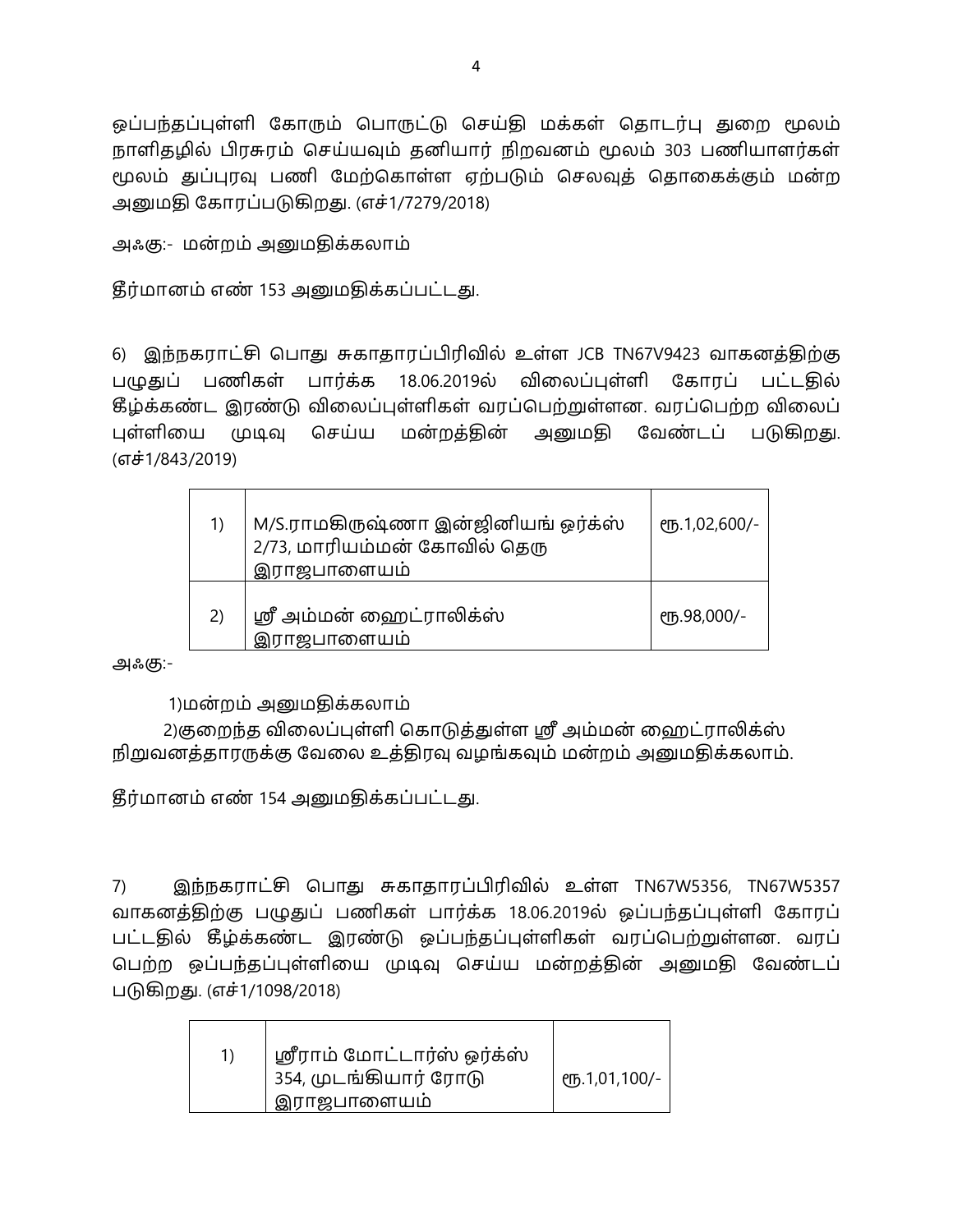ஒப்பந்தப்புள்ளி கோரும் பொருட்டு செய்தி மக்கள் தொடர்பு துறை மூலம் நாளிதழில் பிரசுரம் செய்யவும் தனியார் நிறவனம் மூலம் 303 பணியாளர்கள் மூலம் துப்புரவு பணி மேற்கொள்ள ஏற்படும் செலவுத் தொகைக்கும் மன்ற அனுமதி கோரப்படுகிறது. (எச்1/7279/2018)

அஃகு:- மன்றம் அனுமதிக்கலாம்

தீர்மானம் எண் 153 அனுமதிக்கப்பட்டது.

6) இந்நகராட்சி பொது சுகாதாரப்பிரிவில் உள்ள JCB TN67V9423 வாகனத்திற்கு பழுதுப் பணிகள் பார்க்க 18.06.2019ல் விலைப்புள்ளி கோரப் பட்டதில் கீழ்க்கண்ட இரண்டு விலைப்புள்ளிகள் வரப்பெற்றுள்ளன. வரப்பெற்ற விலைப் புள்ளியை முடிவு செய்ய மன்றத்தின் அனுமதி வேண்டப் படுகிறது. (எச்1/843/2019)

| | | |
|---|---|---|
| 1) | M/S.ராமகிருஷ்ணா இன்ஜினியங் ஒர்க்ஸ் 2/73, மாரியம்மன் கோவில் தெரு இராஜபாளையம் | ரூ.1,02,600/- |
| 2) | ஸ்ரீ அம்மன் ஹைட்ராலிக்ஸ் இராஜபாளையம் | ரூ.98,000/- |

அஃகு:-

1)மன்றம் அனுமதிக்கலாம்

2)குறைந்த விலைப்புள்ளி கொடுத்துள்ள ஸ்ரீ அம்மன் ஹைட்ராலிக்ஸ் நிறுவனத்தாரருக்கு வேலை உத்திரவு வழங்கவும் மன்றம் அனுமதிக்கலாம்.

தீர்மானம் எண் 154 அனுமதிக்கப்பட்டது.

7) இந்நகராட்சி பொது சுகாதாரப்பிரிவில் உள்ள TN67W5356, TN67W5357 வாகனத்திற்கு பழுதுப் பணிகள் பார்க்க 18.06.2019ல் ஒப்பந்தப்புள்ளி கோரப் பட்டதில் கீழ்க்கண்ட இரண்டு ஒப்பந்தப்புள்ளிகள் வரப்பெற்றுள்ளன. வரப் பெற்ற ஒப்பந்தப்புள்ளியை முடிவு செய்ய மன்றத்தின் அனுமதி வேண்டப் படுகிறது. (எச்1/1098/2018)

| | | |
|---|---|---|
| 1) | ஸ்ரீராம் மோட்டார்ஸ் ஒர்க்ஸ் 354, முடங்கியார் ரோடு இராஜபாளையம் | ரூ.1,01,100/- |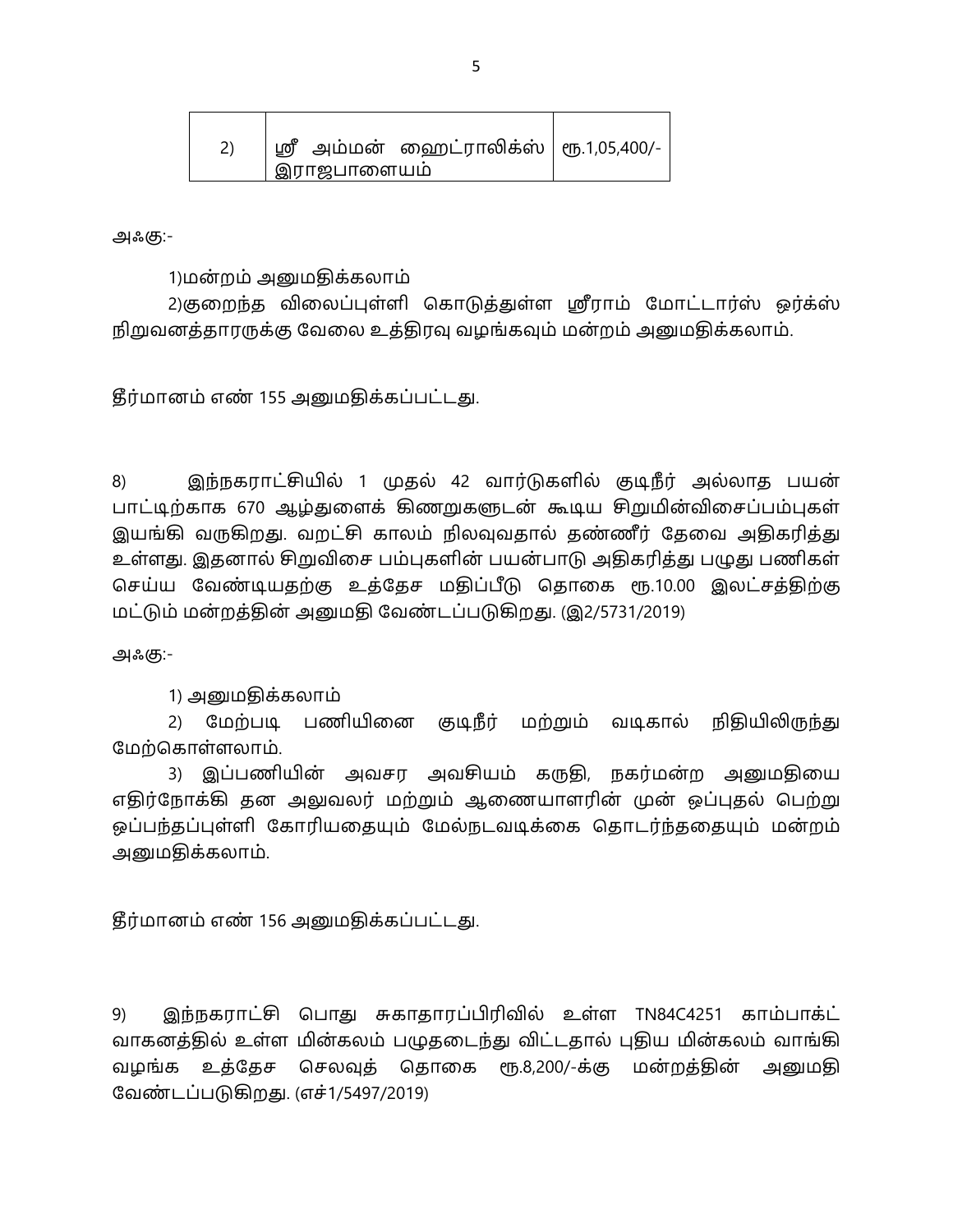| 2) | ஸ்ரீ அம்மன் ஹைட்ராலிக்ஸ் இராஜபாளையம் | ரூ.1,05,400/- |
|---|---|---|

அஃகு:-

1)மன்றம் அனுமதிக்கலாம்

2)குறைந்த விலைப்புள்ளி கொடுத்துள்ள ஸ்ரீராம் மோட்டார்ஸ் ஒர்க்ஸ் நிறுவனத்தாரருக்கு வேலை உத்திரவு வழங்கவும் மன்றம் அனுமதிக்கலாம்.

தீர்மானம் எண் 155 அனுமதிக்கப்பட்டது.

8) இந்நகராட்சியில் 1 முதல் 42 வார்டுகளில் குடிநீர் அல்லாத பயன் பாட்டிற்காக 670 ஆழ்துளைக் கிணறுகளுடன் கூடிய சிறுமின்விசைப்பம்புகள் இயங்கி வருகிறது. வறட்சி காலம் நிலவுவதால் தண்ணீர் தேவை அதிகரித்து உள்ளது. இதனால் சிறுவிசை பம்புகளின் பயன்பாடு அதிகரித்து பழுது பணிகள் செய்ய வேண்டியதற்கு உத்தேச மதிப்பீடு தொகை ரூ.10.00 இலட்சத்திற்கு மட்டும் மன்றத்தின் அனுமதி வேண்டப்படுகிறது. (இ2/5731/2019)

அஃகு:-

1) அனுமதிக்கலாம்

2) மேற்படி பணியினை குடிநீர் மற்றும் வடிகால் நிதியிலிருந்து மேற்கொள்ளலாம்.

3) இப்பணியின் அவசர அவசியம் கருதி, நகர்மன்ற அனுமதியை எதிர்நோக்கி தன அலுவலர் மற்றும் ஆணையாளரின் முன் ஒப்புதல் பெற்று ஒப்பந்தப்புள்ளி கோரியதையும் மேல்நடவடிக்கை தொடர்ந்ததையும் மன்றம் அனுமதிக்கலாம்.

தீர்மானம் எண் 156 அனுமதிக்கப்பட்டது.

9) இந்நகராட்சி பொது சுகாதாரப்பிரிவில் உள்ள TN84C4251 காம்பாக்ட் வாகனத்தில் உள்ள மின்கலம் பழுதடைந்து விட்டதால் புதிய மின்கலம் வாங்கி வழங்க உத்தேச செலவுத் தொகை ரூ.8,200/-க்கு மன்றத்தின் அனுமதி வேண்டப்படுகிறது. (எச்1/5497/2019)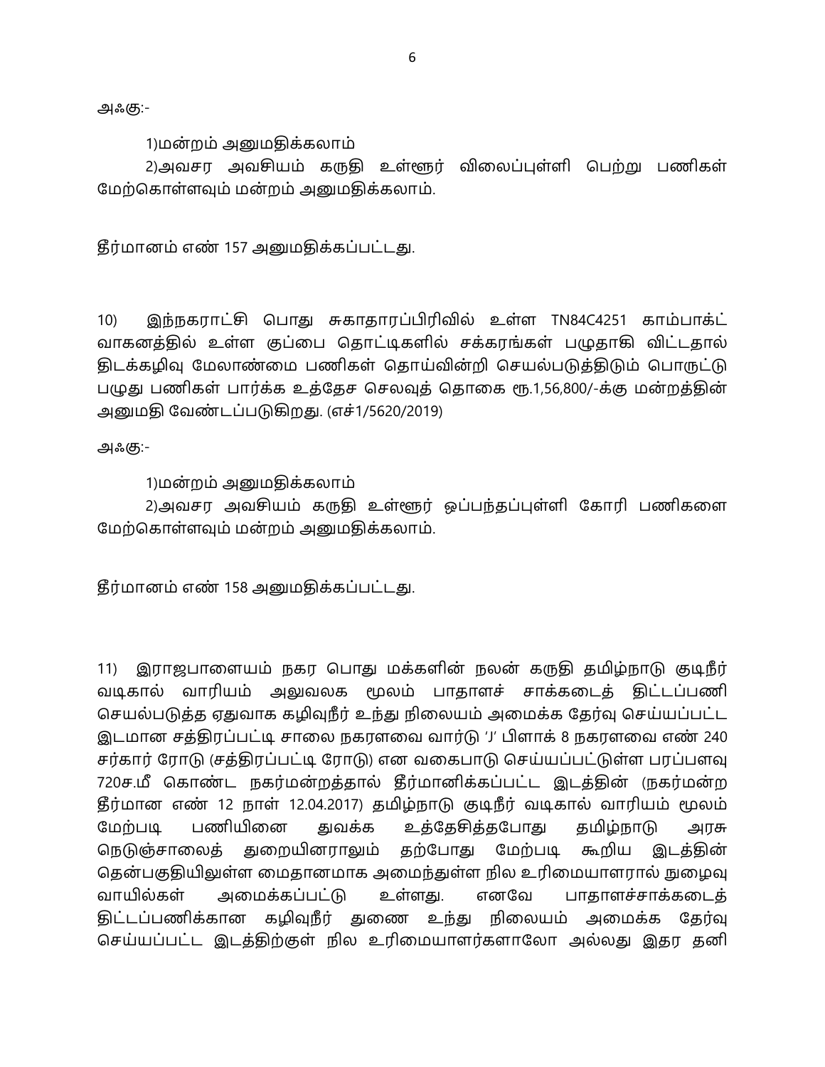அஃகு:-

1)மன்றம் அனுமதிக்கலாம்

2)அவசர அவசியம் கருதி உள்ளூர் விலைப்புள்ளி பெற்று பணிகள் மேற்கொள்ளவும் மன்றம் அனுமதிக்கலாம்.

தீர்மானம் எண் 157 அனுமதிக்கப்பட்டது.

10) இந்நகராட்சி பொது சுகாதாரப்பிரிவில் உள்ள TN84C4251 காம்பாக்ட் வாகனத்தில் உள்ள குப்பை தொட்டிகளில் சக்கரங்கள் பழுதாகி விட்டதால் திடக்கழிவு மேலாண்மை பணிகள் தொய்வின்றி செயல்படுத்திடும் பொருட்டு பழுது பணிகள் பார்க்க உத்தேச செலவுத் தொகை ரூ.1,56,800/-க்கு மன்றத்தின் அனுமதி வேண்டப்படுகிறது. (எச்1/5620/2019)

அஃகு:-

1)மன்றம் அனுமதிக்கலாம்

2)அவசர அவசியம் கருதி உள்ளூர் ஒப்பந்தப்புள்ளி கோரி பணிகளை மேற்கொள்ளவும் மன்றம் அனுமதிக்கலாம்.

தீர்மானம் எண் 158 அனுமதிக்கப்பட்டது.

11) இராஜபாளையம் நகர பொது மக்களின் நலன் கருதி தமிழ்நாடு குடிநீர் வடிகால் வாரியம் அலுவலக மூலம் பாதாளச் சாக்கடைத் திட்டப்பணி செயல்படுத்த ஏதுவாக கழிவுநீர் உந்து நிலையம் அமைக்க தேர்வு செய்யப்பட்ட இடமான சத்திரப்பட்டி சாலை நகரளவை வார்டு 'J' பிளாக் 8 நகரளவை எண் 240 சர்கார் ரோடு (சத்திரப்பட்டி ரோடு) என வகைபாடு செய்யப்பட்டுள்ள பரப்பளவு 720ச.மீ கொண்ட நகர்மன்றத்தால் தீர்மானிக்கப்பட்ட இடத்தின் (நகர்மன்ற தீர்மான எண் 12 நாள் 12.04.2017) தமிழ்நாடு குடிநீர் வடிகால் வாரியம் மூலம் மேற்படி பணியினை துவக்க உத்தேசித்தபோது தமிழ்நாடு அரசு நெடுஞ்சாலைத் துறையினராலும் தற்போது மேற்படி கூறிய இடத்தின் தென்பகுதியிலுள்ள மைதானமாக அமைந்துள்ள நில உரிமையாளரால் நுழைவு வாயில்கள் அமைக்கப்பட்டு உள்ளது. எனவே பாதாளச்சாக்கடைத் திட்டப்பணிக்கான கழிவுநீர் துணை உந்து நிலையம் அமைக்க தேர்வு செய்யப்பட்ட இடத்திற்குள் நில உரிமையாளர்களாலோ அல்லது இதர தனி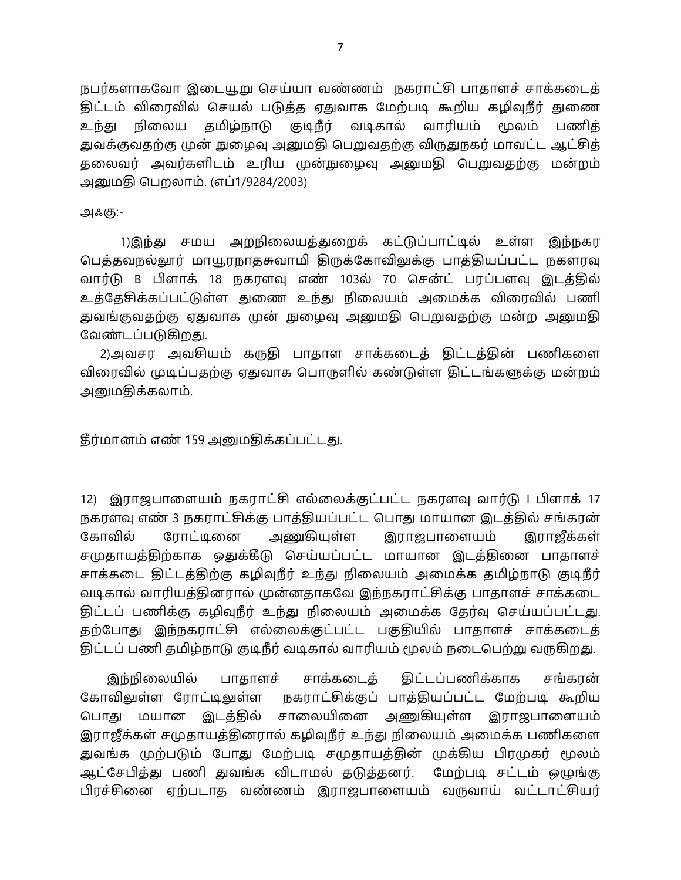நபர்களாகவோ இடையூறு செய்யா வண்ணம் நகராட்சி பாதாளச் சாக்கடைத் திட்டம் விரைவில் செயல் படுத்த ஏதுவாக மேற்படி கூறிய கழிவுநீர் துணை உந்து நிலைய தமிழ்நாடு குடிநீர் வடிகால் வாரியம் மூலம் பணித் துவக்குவதற்கு முன் நுழைவு அனுமதி பெறுவதற்கு விருதுநகர் மாவட்ட ஆட்சித் தலைவர் அவர்களிடம் உரிய முன்நுழைவு அனுமதி பெறுவதற்கு மன்றம் அனுமதி பெறலாம். (எப்1/9284/2003)

அஃகு:-

1)இந்து சமய அறநிலையத்துறைக் கட்டுப்பாட்டில் உள்ள இந்நகர பெத்தவநல்லூர் மாயூரநாதசுவாமி திருக்கோவிலுக்கு பாத்தியப்பட்ட நகளரவு வார்டு B பிளாக் 18 நகரளவு எண் 103ல் 70 சென்ட் பரப்பளவு இடத்தில் உத்தேசிக்கப்பட்டுள்ள துணை உந்து நிலையம் அமைக்க விரைவில் பணி துவங்குவதற்கு ஏதுவாக முன் நுழைவு அனுமதி பெறுவதற்கு மன்ற அனுமதி வேண்டப்படுகிறது.

2)அவசர அவசியம் கருதி பாதாள சாக்கடைத் திட்டத்தின் பணிகளை விரைவில் முடிப்பதற்கு ஏதுவாக பொருளில் கண்டுள்ள திட்டங்களுக்கு மன்றம் அனுமதிக்கலாம்.

தீர்மானம் எண் 159 அனுமதிக்கப்பட்டது.

12) இராஜபாளையம் நகராட்சி எல்லைக்குட்பட்ட நகரளவு வார்டு I பிளாக் 17 நகரளவு எண் 3 நகராட்சிக்கு பாத்தியப்பட்ட பொது மாயான இடத்தில் சங்கரன் கோவில் ரோட்டினை அணுகியுள்ள இராஜபாளையம் இராஜீக்கள் சமுதாயத்திற்காக ஒதுக்கீடு செய்யப்பட்ட மாயான இடத்தினை பாதாளச் சாக்கடை திட்டத்திற்கு கழிவுநீர் உந்து நிலையம் அமைக்க தமிழ்நாடு குடிநீர் வடிகால் வாரியத்தினரால் முன்னதாகவே இந்நகராட்சிக்கு பாதாளச் சாக்கடை திட்டப் பணிக்கு கழிவுநீர் உந்து நிலையம் அமைக்க தேர்வு செய்யப்பட்டது. தற்போது இந்நகராட்சி எல்லைக்குட்பட்ட பகுதியில் பாதாளச் சாக்கடைத் திட்டப் பணி தமிழ்நாடு குடிநீர் வடிகால் வாரியம் மூலம் நடைபெற்று வருகிறது.

இந்நிலையில் பாதாளச் சாக்கடைத் திட்டப்பணிக்காக சங்கரன் கோவிலுள்ள ரோட்டிலுள்ள நகராட்சிக்குப் பாத்தியப்பட்ட மேற்படி கூறிய பொது மயான இடத்தில் சாலையினை அணுகியுள்ள இராஜபாளையம் இராஜீக்கள் சமுதாயத்தினரால் கழிவுநீர் உந்து நிலையம் அமைக்க பணிகளை துவங்க முற்படும் போது மேற்படி சமுதாயத்தின் முக்கிய பிரமுகர் மூலம் ஆட்சேபித்து பணி துவங்க விடாமல் தடுத்தனர். மேற்படி சட்டம் ஒழுங்கு பிரச்சினை ஏற்படாத வண்ணம் இராஜபாளையம் வருவாய் வட்டாட்சியர்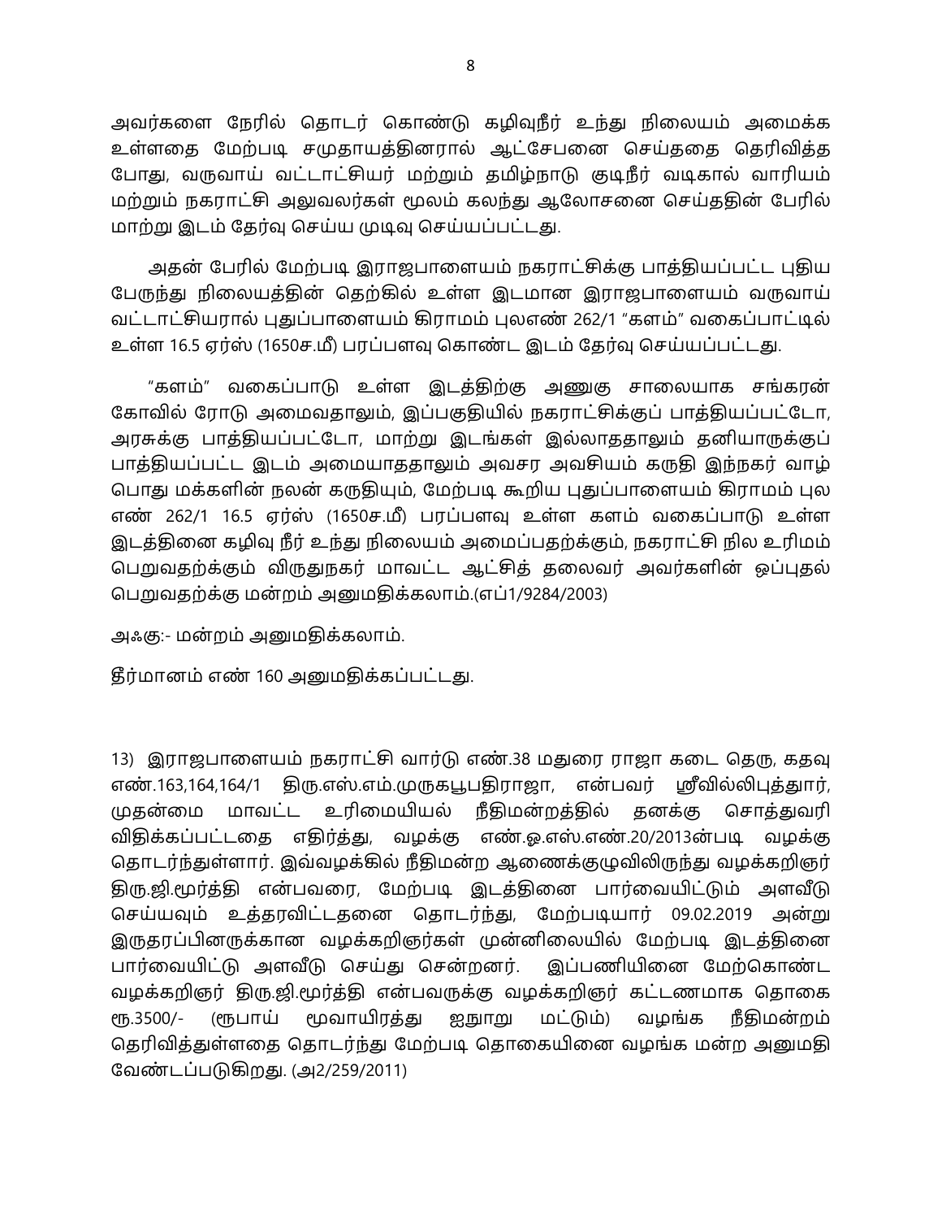அவர்களை நேரில் தொடர் கொண்டு கழிவுநீர் உந்து நிலையம் அமைக்க உள்ளதை மேற்படி சமுதாயத்தினரால் ஆட்சேபனை செய்ததை தெரிவித்த போது, வருவாய் வட்டாட்சியர் மற்றும் தமிழ்நாடு குடிநீர் வடிகால் வாரியம் மற்றும் நகராட்சி அலுவலர்கள் மூலம் கலந்து ஆலோசனை செய்ததின் பேரில் மாற்று இடம் தேர்வு செய்ய முடிவு செய்யப்பட்டது.

அதன் பேரில் மேற்படி இராஜபாளையம் நகராட்சிக்கு பாத்தியப்பட்ட புதிய பேருந்து நிலையத்தின் தெற்கில் உள்ள இடமான இராஜபாளையம் வருவாய் வட்டாட்சியரால் புதுப்பாளையம் கிராமம் புலஎண் 262/1 "களம்" வகைப்பாட்டில் உள்ள 16.5 ஏர்ஸ் (1650ச.மீ) பரப்பளவு கொண்ட இடம் தேர்வு செய்யப்பட்டது.

"களம்" வகைப்பாடு உள்ள இடத்திற்கு அணுகு சாலையாக சங்கரன் கோவில் ரோடு அமைவதாலும், இப்பகுதியில் நகராட்சிக்குப் பாத்தியப்பட்டோ, அரசுக்கு பாத்தியப்பட்டோ, மாற்று இடங்கள் இல்லாததாலும் தனியாருக்குப் பாத்தியப்பட்ட இடம் அமையாததாலும் அவசர அவசியம் கருதி இந்நகர் வாழ் பொது மக்களின் நலன் கருதியும், மேற்படி கூறிய புதுப்பாளையம் கிராமம் புல எண் 262/1 16.5 ஏர்ஸ் (1650ச.மீ) பரப்பளவு உள்ள களம் வகைப்பாடு உள்ள இடத்தினை கழிவு நீர் உந்து நிலையம் அமைப்பதற்க்கும், நகராட்சி நில உரிமம் பெறுவதற்க்கும் விருதுநகர் மாவட்ட ஆட்சித் தலைவர் அவர்களின் ஒப்புதல் பெறுவதற்க்கு மன்றம் அனுமதிக்கலாம்.(எப்1/9284/2003)

அஃகு:- மன்றம் அனுமதிக்கலாம்.

தீர்மானம் எண் 160 அனுமதிக்கப்பட்டது.

13) இராஜபாளையம் நகராட்சி வார்டு எண்.38 மதுரை ராஜா கடை தெரு, கதவு எண்.163,164,164/1 திரு.எஸ்.எம்.முருகபூபதிராஜா, என்பவர் ஸ்ரீவில்லிபுத்தூர், முதன்மை மாவட்ட உரிமையியல் நீதிமன்றத்தில் தனக்கு சொத்துவரி விதிக்கப்பட்டதை எதிர்த்து, வழக்கு எண்.ஓ.எஸ்.எண்.20/2013ன்படி வழக்கு தொடர்ந்துள்ளார். இவ்வழக்கில் நீதிமன்ற ஆணைக்குழுவிலிருந்து வழக்கறிஞர் திரு.ஜி.மூர்த்தி என்பவரை, மேற்படி இடத்தினை பார்வையிட்டும் அளவீடு செய்யவும் உத்தரவிட்டதனை தொடர்ந்து, மேற்படியார் 09.02.2019 அன்று இருதரப்பினருக்கான வழக்கறிஞர்கள் முன்னிலையில் மேற்படி இடத்தினை பார்வையிட்டு அளவீடு செய்து சென்றனர். இப்பணியினை மேற்கொண்ட வழக்கறிஞர் திரு.ஜி.மூர்த்தி என்பவருக்கு வழக்கறிஞர் கட்டணமாக தொகை ரூ.3500/- (ரூபாய் மூவாயிரத்து ஐநூறு மட்டும்) வழங்க நீதிமன்றம் தெரிவித்துள்ளதை தொடர்ந்து மேற்படி தொகையினை வழங்க மன்ற அனுமதி வேண்டப்படுகிறது. (அ2/259/2011)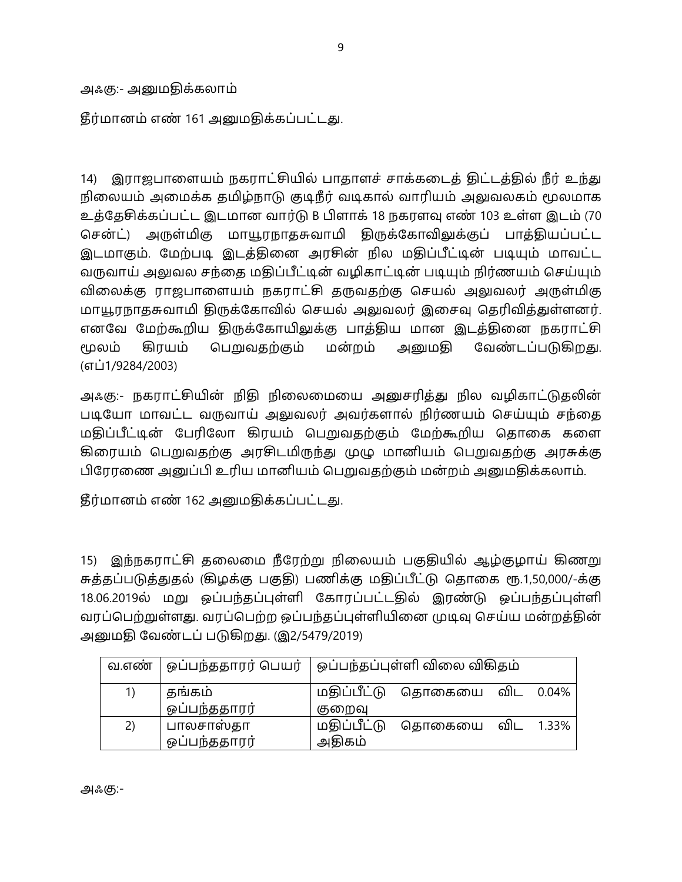அஃகு:- அனுமதிக்கலாம்

தீர்மானம் எண் 161 அனுமதிக்கப்பட்டது.

14) இராஜபாளையம் நகராட்சியில் பாதாளச் சாக்கடைத் திட்டத்தில் நீர் உந்து நிலையம் அமைக்க தமிழ்நாடு குடிநீர் வடிகால் வாரியம் அலுவலகம் மூலமாக உத்தேசிக்கப்பட்ட இடமான வார்டு B பிளாக் 18 நகரளவு எண் 103 உள்ள இடம் (70 சென்ட்) அருள்மிகு மாயூரநாதசுவாமி திருக்கோவிலுக்குப் பாத்தியப்பட்ட இடமாகும். மேற்படி இடத்தினை அரசின் நில மதிப்பீட்டின் படியும் மாவட்ட வருவாய் அலுவல சந்தை மதிப்பீட்டின் வழிகாட்டின் படியும் நிர்ணயம் செய்யும் விலைக்கு ராஜபாளையம் நகராட்சி தருவதற்கு செயல் அலுவலர் அருள்மிகு மாயூரநாதசுவாமி திருக்கோவில் செயல் அலுவலர் இசைவு தெரிவித்துள்ளனர். எனவே மேற்கூறிய திருக்கோயிலுக்கு பாத்திய மான இடத்தினை நகராட்சி மூலம் கிரயம் பெறுவதற்கும் மன்றம் அனுமதி வேண்டப்படுகிறது. (எப்1/9284/2003)

அஃகு:- நகராட்சியின் நிதி நிலைமையை அனுசரித்து நில வழிகாட்டுதலின் படியோ மாவட்ட வருவாய் அலுவலர் அவர்களால் நிர்ணயம் செய்யும் சந்தை மதிப்பீட்டின் பேரிலோ கிரயம் பெறுவதற்கும் மேற்கூறிய தொகை களை கிரையம் பெறுவதற்கு அரசிடமிருந்து முழு மானியம் பெறுவதற்கு அரசுக்கு பிரேரணை அனுப்பி உரிய மானியம் பெறுவதற்கும் மன்றம் அனுமதிக்கலாம்.

தீர்மானம் எண் 162 அனுமதிக்கப்பட்டது.

15) இந்நகராட்சி தலைமை நீரேற்று நிலையம் பகுதியில் ஆழ்குழாய் கிணறு சுத்தப்படுத்துதல் (கிழக்கு பகுதி) பணிக்கு மதிப்பீட்டு தொகை ரூ.1,50,000/-க்கு 18.06.2019ல் மறு ஒப்பந்தப்புள்ளி கோரப்பட்டதில் இரண்டு ஒப்பந்தப்புள்ளி வரப்பெற்றுள்ளது. வரப்பெற்ற ஒப்பந்தப்புள்ளியினை முடிவு செய்ய மன்றத்தின் அனுமதி வேண்டப் படுகிறது. (இ2/5479/2019)

| வ.எண் | ஒப்பந்ததாரர் பெயர் | ஒப்பந்தப்புள்ளி விலை விகிதம் |
|---|---|---|
| 1) | தங்கம் ஒப்பந்ததாரர் | மதிப்பீட்டு தொகையை விட 0.04% குறைவு |
| 2) | பாலசாஸ்தா ஒப்பந்ததாரர் | மதிப்பீட்டு தொகையை விட 1.33% அதிகம் |

அஃகு:-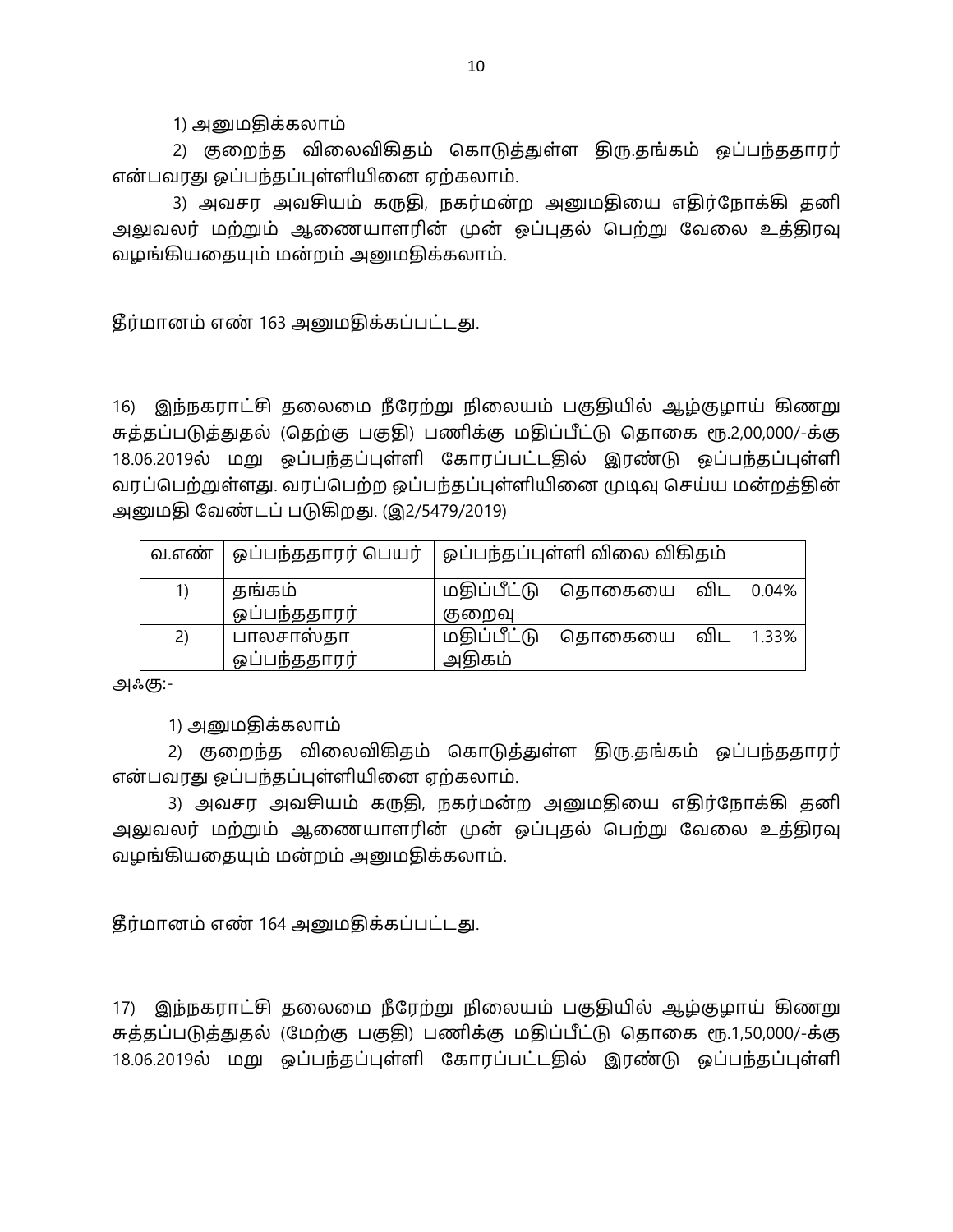1) அனுமதிக்கலாம்

2) குறைந்த விலைவிகிதம் கொடுத்துள்ள திரு.தங்கம் ஒப்பந்ததாரர் என்பவரது ஒப்பந்தப்புள்ளியினை ஏற்கலாம்.

3) அவசர அவசியம் கருதி, நகர்மன்ற அனுமதியை எதிர்நோக்கி தனி அலுவலர் மற்றும் ஆணையாளரின் முன் ஒப்புதல் பெற்று வேலை உத்திரவு வழங்கியதையும் மன்றம் அனுமதிக்கலாம்.

தீர்மானம் எண் 163 அனுமதிக்கப்பட்டது.

16) இந்நகராட்சி தலைமை நீரேற்று நிலையம் பகுதியில் ஆழ்குழாய் கிணறு சுத்தப்படுத்துதல் (தெற்கு பகுதி) பணிக்கு மதிப்பீட்டு தொகை ரூ.2,00,000/-க்கு 18.06.2019ல் மறு ஒப்பந்தப்புள்ளி கோரப்பட்டதில் இரண்டு ஒப்பந்தப்புள்ளி வரப்பெற்றுள்ளது. வரப்பெற்ற ஒப்பந்தப்புள்ளியினை முடிவு செய்ய மன்றத்தின் அனுமதி வேண்டப் படுகிறது. (இ2/5479/2019)

| வ.எண் | ஒப்பந்ததாரர் பெயர் | ஒப்பந்தப்புள்ளி விலை விகிதம் |
|---|---|---|
| 1) | தங்கம் ஒப்பந்ததாரர் | மதிப்பீட்டு தொகையை விட 0.04% குறைவு |
| 2) | பாலசாஸ்தா ஒப்பந்ததாரர் | மதிப்பீட்டு தொகையை விட 1.33% அதிகம் |

அஃகு:-

1) அனுமதிக்கலாம்

2) குறைந்த விலைவிகிதம் கொடுத்துள்ள திரு.தங்கம் ஒப்பந்ததாரர் என்பவரது ஒப்பந்தப்புள்ளியினை ஏற்கலாம்.

3) அவசர அவசியம் கருதி, நகர்மன்ற அனுமதியை எதிர்நோக்கி தனி அலுவலர் மற்றும் ஆணையாளரின் முன் ஒப்புதல் பெற்று வேலை உத்திரவு வழங்கியதையும் மன்றம் அனுமதிக்கலாம்.

தீர்மானம் எண் 164 அனுமதிக்கப்பட்டது.

17) இந்நகராட்சி தலைமை நீரேற்று நிலையம் பகுதியில் ஆழ்குழாய் கிணறு சுத்தப்படுத்துதல் (மேற்கு பகுதி) பணிக்கு மதிப்பீட்டு தொகை ரூ.1,50,000/-க்கு 18.06.2019ல் மறு ஒப்பந்தப்புள்ளி கோரப்பட்டதில் இரண்டு ஒப்பந்தப்புள்ளி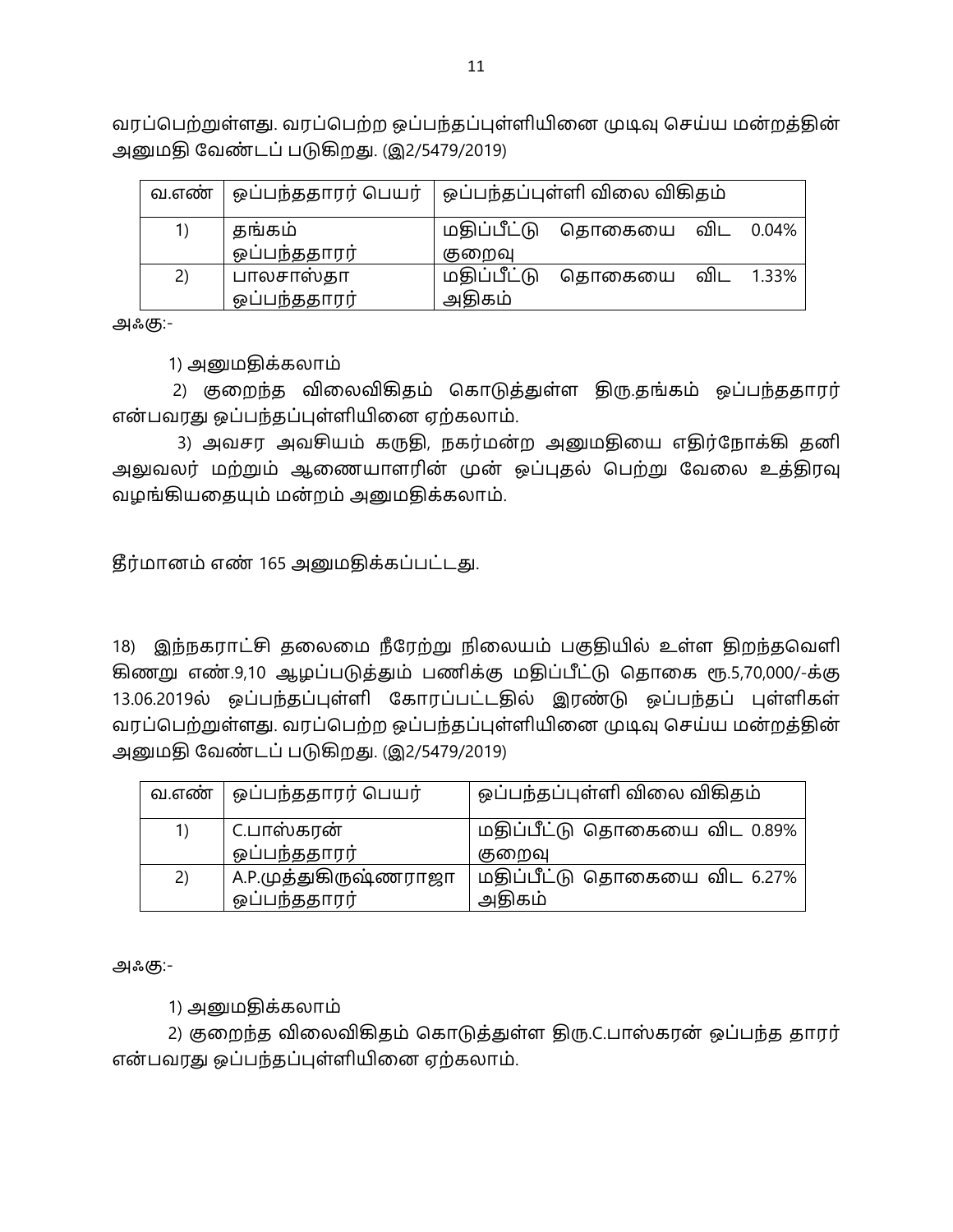வரப்பெற்றுள்ளது. வரப்பெற்ற ஒப்பந்தப்புள்ளியினை முடிவு செய்ய மன்றத்தின் அனுமதி வேண்டப் படுகிறது. (இ2/5479/2019)

| வ.எண் | ஒப்பந்ததாரர் பெயர் | ஒப்பந்தப்புள்ளி விலை விகிதம் |
|---|---|---|
| 1) | தங்கம் ஒப்பந்ததாரர் | மதிப்பீட்டு தொகையை விட 0.04% குறைவு |
| 2) | பாலசாஸ்தா ஒப்பந்ததாரர் | மதிப்பீட்டு தொகையை விட 1.33% அதிகம் |

அஃகு:-

1) அனுமதிக்கலாம்

2) குறைந்த விலைவிகிதம் கொடுத்துள்ள திரு.தங்கம் ஒப்பந்ததாரர் என்பவரது ஒப்பந்தப்புள்ளியினை ஏற்கலாம்.

3) அவசர அவசியம் கருதி, நகர்மன்ற அனுமதியை எதிர்நோக்கி தனி அலுவலர் மற்றும் ஆணையாளரின் முன் ஒப்புதல் பெற்று வேலை உத்திரவு வழங்கியதையும் மன்றம் அனுமதிக்கலாம்.

தீர்மானம் எண் 165 அனுமதிக்கப்பட்டது.

18) இந்நகராட்சி தலைமை நீரேற்று நிலையம் பகுதியில் உள்ள திறந்தவெளி கிணறு எண்.9,10 ஆழப்படுத்தும் பணிக்கு மதிப்பீட்டு தொகை ரூ.5,70,000/-க்கு 13.06.2019ல் ஒப்பந்தப்புள்ளி கோரப்பட்டதில் இரண்டு ஒப்பந்தப் புள்ளிகள் வரப்பெற்றுள்ளது. வரப்பெற்ற ஒப்பந்தப்புள்ளியினை முடிவு செய்ய மன்றத்தின் அனுமதி வேண்டப் படுகிறது. (இ2/5479/2019)

| வ.எண் | ஒப்பந்ததாரர் பெயர் | ஒப்பந்தப்புள்ளி விலை விகிதம் |
|---|---|---|
| 1) | C.பாஸ்கரன் ஒப்பந்ததாரர் | மதிப்பீட்டு தொகையை விட 0.89% குறைவு |
| 2) | A.P.முத்துகிருஷ்ணராஜா ஒப்பந்ததாரர் | மதிப்பீட்டு தொகையை விட 6.27% அதிகம் |

அஃகு:-

1) அனுமதிக்கலாம்

2) குறைந்த விலைவிகிதம் கொடுத்துள்ள திரு.C.பாஸ்கரன் ஒப்பந்த தாரர் என்பவரது ஒப்பந்தப்புள்ளியினை ஏற்கலாம்.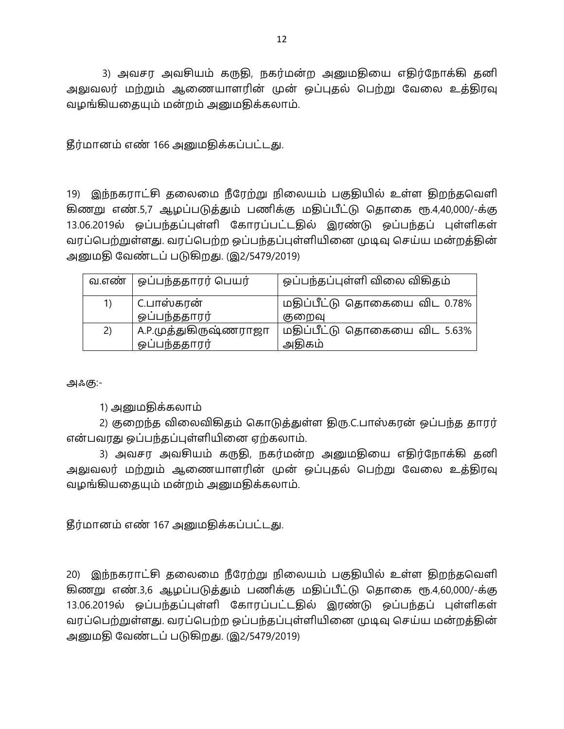3) அவசர அவசியம் கருதி, நகர்மன்ற அனுமதியை எதிர்நோக்கி தனி அலுவலர் மற்றும் ஆணையாளரின் முன் ஒப்புதல் பெற்று வேலை உத்திரவு வழங்கியதையும் மன்றம் அனுமதிக்கலாம்.

தீர்மானம் எண் 166 அனுமதிக்கப்பட்டது.

19) இந்நகராட்சி தலைமை நீரேற்று நிலையம் பகுதியில் உள்ள திறந்தவெளி கிணறு எண்.5,7 ஆழப்படுத்தும் பணிக்கு மதிப்பீட்டு தொகை ரூ.4,40,000/-க்கு 13.06.2019ல் ஒப்பந்தப்புள்ளி கோரப்பட்டதில் இரண்டு ஒப்பந்தப் புள்ளிகள் வரப்பெற்றுள்ளது. வரப்பெற்ற ஒப்பந்தப்புள்ளியினை முடிவு செய்ய மன்றத்தின் அனுமதி வேண்டப் படுகிறது. (இ2/5479/2019)

| வ.எண் | ஒப்பந்ததாரர் பெயர் | ஒப்பந்தப்புள்ளி விலை விகிதம் |
|---|---|---|
| 1) | C.பாஸ்கரன் ஒப்பந்ததாரர் | மதிப்பீட்டு தொகையை விட 0.78% குறைவு |
| 2) | A.P.முத்துகிருஷ்ணராஜா ஒப்பந்ததாரர் | மதிப்பீட்டு தொகையை விட 5.63% அதிகம் |

அஃகு:-

1) அனுமதிக்கலாம்

2) குறைந்த விலைவிகிதம் கொடுத்துள்ள திரு.C.பாஸ்கரன் ஒப்பந்த தாரர் என்பவரது ஒப்பந்தப்புள்ளியினை ஏற்கலாம்.

3) அவசர அவசியம் கருதி, நகர்மன்ற அனுமதியை எதிர்நோக்கி தனி அலுவலர் மற்றும் ஆணையாளரின் முன் ஒப்புதல் பெற்று வேலை உத்திரவு வழங்கியதையும் மன்றம் அனுமதிக்கலாம்.

தீர்மானம் எண் 167 அனுமதிக்கப்பட்டது.

20) இந்நகராட்சி தலைமை நீரேற்று நிலையம் பகுதியில் உள்ள திறந்தவெளி கிணறு எண்.3,6 ஆழப்படுத்தும் பணிக்கு மதிப்பீட்டு தொகை ரூ.4,60,000/-க்கு 13.06.2019ல் ஒப்பந்தப்புள்ளி கோரப்பட்டதில் இரண்டு ஒப்பந்தப் புள்ளிகள் வரப்பெற்றுள்ளது. வரப்பெற்ற ஒப்பந்தப்புள்ளியினை முடிவு செய்ய மன்றத்தின் அனுமதி வேண்டப் படுகிறது. (இ2/5479/2019)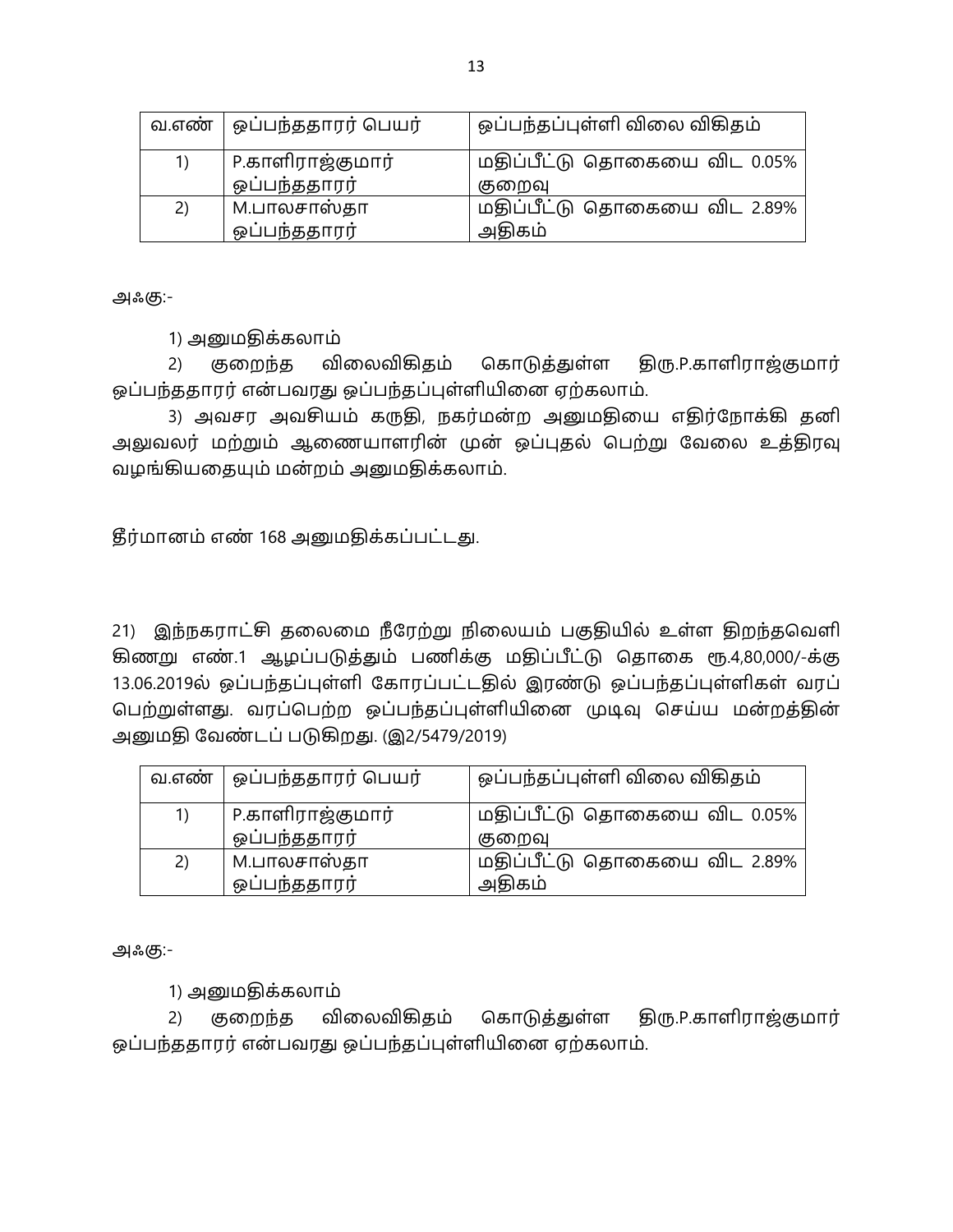| வ.எண் | ஒப்பந்ததாரர் பெயர் | ஒப்பந்தப்புள்ளி விலை விகிதம் |
|---|---|---|
| 1) | P.காளிராஜ்குமார் ஒப்பந்ததாரர் | மதிப்பீட்டு தொகையை விட 0.05% குறைவு |
| 2) | M.பாலசாஸ்தா ஒப்பந்ததாரர் | மதிப்பீட்டு தொகையை விட 2.89% அதிகம் |

அஃகு:-

1) அனுமதிக்கலாம்

2) குறைந்த விலைவிகிதம் கொடுத்துள்ள திரு.P.காளிராஜ்குமார் ஒப்பந்ததாரர் என்பவரது ஒப்பந்தப்புள்ளியினை ஏற்கலாம்.

3) அவசர அவசியம் கருதி, நகர்மன்ற அனுமதியை எதிர்நோக்கி தனி அலுவலர் மற்றும் ஆணையாளரின் முன் ஒப்புதல் பெற்று வேலை உத்திரவு வழங்கியதையும் மன்றம் அனுமதிக்கலாம்.

தீர்மானம் எண் 168 அனுமதிக்கப்பட்டது.

21) இந்நகராட்சி தலைமை நீரேற்று நிலையம் பகுதியில் உள்ள திறந்தவெளி கிணறு எண்.1 ஆழப்படுத்தும் பணிக்கு மதிப்பீட்டு தொகை ரூ.4,80,000/-க்கு 13.06.2019ல் ஒப்பந்தப்புள்ளி கோரப்பட்டதில் இரண்டு ஒப்பந்தப்புள்ளிகள் வரப் பெற்றுள்ளது. வரப்பெற்ற ஒப்பந்தப்புள்ளியினை முடிவு செய்ய மன்றத்தின் அனுமதி வேண்டப் படுகிறது. (இ2/5479/2019)

| வ.எண் | ஒப்பந்ததாரர் பெயர் | ஒப்பந்தப்புள்ளி விலை விகிதம் |
|---|---|---|
| 1) | P.காளிராஜ்குமார் ஒப்பந்ததாரர் | மதிப்பீட்டு தொகையை விட 0.05% குறைவு |
| 2) | M.பாலசாஸ்தா ஒப்பந்ததாரர் | மதிப்பீட்டு தொகையை விட 2.89% அதிகம் |

அஃகு:-

1) அனுமதிக்கலாம்

2) குறைந்த விலைவிகிதம் கொடுத்துள்ள திரு.P.காளிராஜ்குமார் ஒப்பந்ததாரர் என்பவரது ஒப்பந்தப்புள்ளியினை ஏற்கலாம்.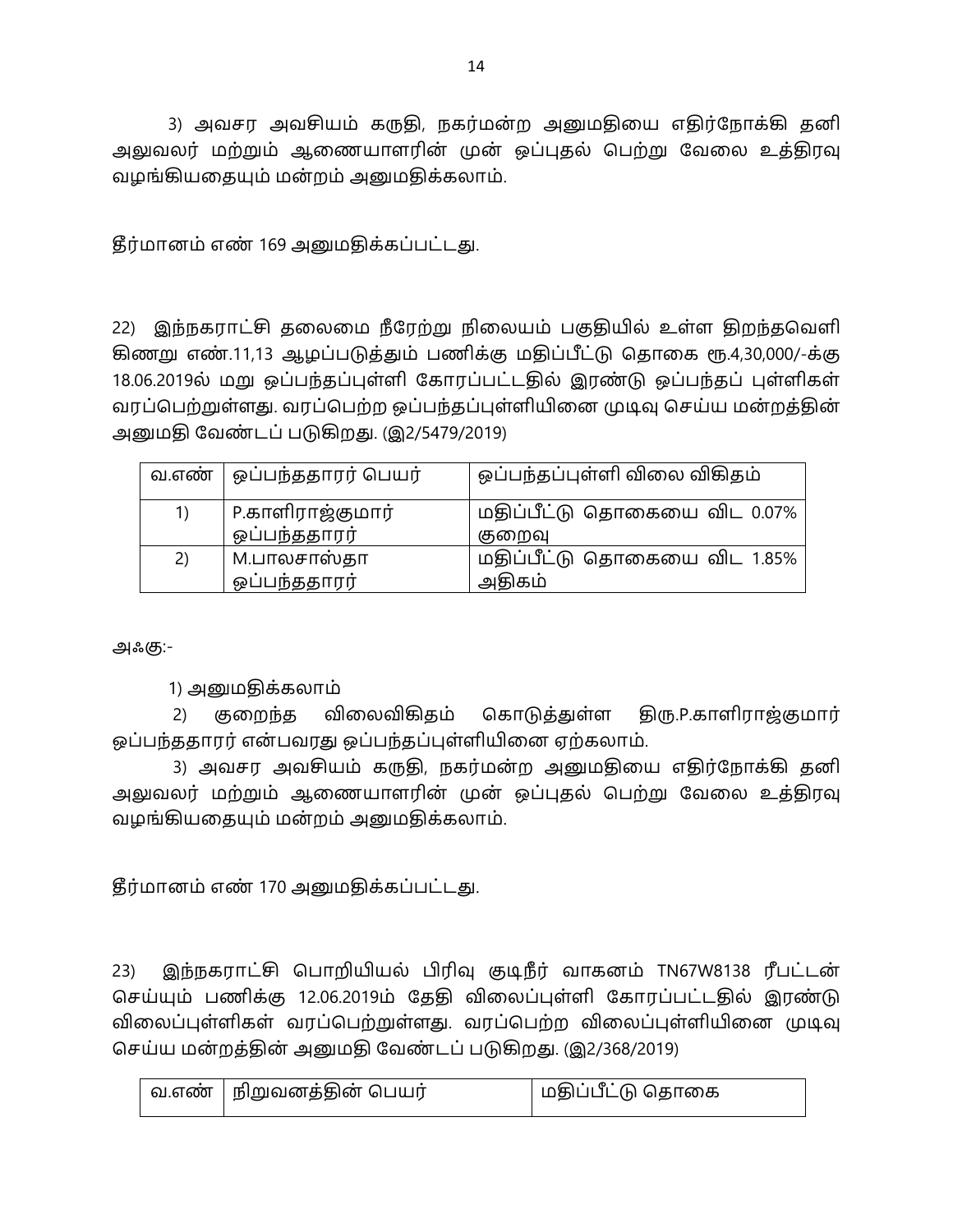3) அவசர அவசியம் கருதி, நகர்மன்ற அனுமதியை எதிர்நோக்கி தனி அலுவலர் மற்றும் ஆணையாளரின் முன் ஒப்புதல் பெற்று வேலை உத்திரவு வழங்கியதையும் மன்றம் அனுமதிக்கலாம்.

தீர்மானம் எண் 169 அனுமதிக்கப்பட்டது.

22) இந்நகராட்சி தலைமை நீரேற்று நிலையம் பகுதியில் உள்ள திறந்தவெளி கிணறு எண்.11,13 ஆழப்படுத்தும் பணிக்கு மதிப்பீட்டு தொகை ரூ.4,30,000/-க்கு 18.06.2019ல் மறு ஒப்பந்தப்புள்ளி கோரப்பட்டதில் இரண்டு ஒப்பந்தப் புள்ளிகள் வரப்பெற்றுள்ளது. வரப்பெற்ற ஒப்பந்தப்புள்ளியினை முடிவு செய்ய மன்றத்தின் அனுமதி வேண்டப் படுகிறது. (இ2/5479/2019)

| வ.எண் | ஒப்பந்ததாரர் பெயர் | ஒப்பந்தப்புள்ளி விலை விகிதம் |
|---|---|---|
| 1) | P.காளிராஜ்குமார் ஒப்பந்ததாரர் | மதிப்பீட்டு தொகையை விட 0.07% குறைவு |
| 2) | M.பாலசாஸ்தா ஒப்பந்ததாரர் | மதிப்பீட்டு தொகையை விட 1.85% அதிகம் |

அஃகு:-

1) அனுமதிக்கலாம்

2) குறைந்த விலைவிகிதம் கொடுத்துள்ள திரு.P.காளிராஜ்குமார் ஒப்பந்ததாரர் என்பவரது ஒப்பந்தப்புள்ளியினை ஏற்கலாம்.

3) அவசர அவசியம் கருதி, நகர்மன்ற அனுமதியை எதிர்நோக்கி தனி அலுவலர் மற்றும் ஆணையாளரின் முன் ஒப்புதல் பெற்று வேலை உத்திரவு வழங்கியதையும் மன்றம் அனுமதிக்கலாம்.

தீர்மானம் எண் 170 அனுமதிக்கப்பட்டது.

23) இந்நகராட்சி பொறியியல் பிரிவு குடிநீர் வாகனம் TN67W8138 ரீபட்டன் செய்யும் பணிக்கு 12.06.2019ம் தேதி விலைப்புள்ளி கோரப்பட்டதில் இரண்டு விலைப்புள்ளிகள் வரப்பெற்றுள்ளது. வரப்பெற்ற விலைப்புள்ளியினை முடிவு செய்ய மன்றத்தின் அனுமதி வேண்டப் படுகிறது. (இ2/368/2019)

| வ.எண் | நிறுவனத்தின் பெயர் | மதிப்பீட்டு தொகை |
|---|---|---|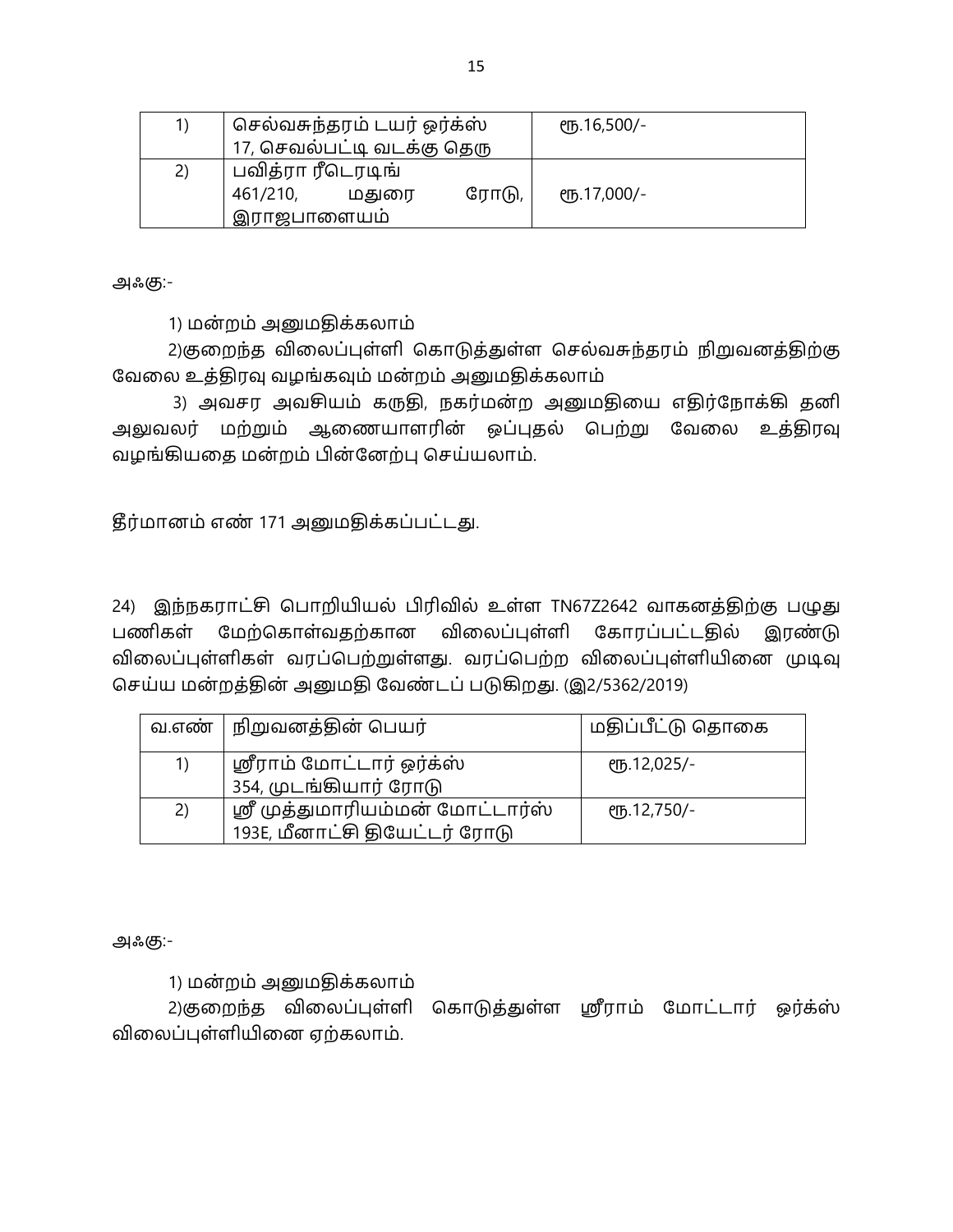| | | |
|---|---|---|
| 1) | செல்வசுந்தரம் டயர் ஒர்க்ஸ் 17, செவல்பட்டி வடக்கு தெரு | ரூ.16,500/- |
| 2) | பவித்ரா ரீடெரடிங் 461/210, மதுரை ரோடு, இராஜபாளையம் | ரூ.17,000/- |

அஃகு:-

1) மன்றம் அனுமதிக்கலாம்

2)குறைந்த விலைப்புள்ளி கொடுத்துள்ள செல்வசுந்தரம் நிறுவனத்திற்கு வேலை உத்திரவு வழங்கவும் மன்றம் அனுமதிக்கலாம்

3) அவசர அவசியம் கருதி, நகர்மன்ற அனுமதியை எதிர்நோக்கி தனி அலுவலர் மற்றும் ஆணையாளரின் ஒப்புதல் பெற்று வேலை உத்திரவு வழங்கியதை மன்றம் பின்னேற்பு செய்யலாம்.

தீர்மானம் எண் 171 அனுமதிக்கப்பட்டது.

24) இந்நகராட்சி பொறியியல் பிரிவில் உள்ள TN67Z2642 வாகனத்திற்கு பழுது பணிகள் மேற்கொள்வதற்கான விலைப்புள்ளி கோரப்பட்டதில் இரண்டு விலைப்புள்ளிகள் வரப்பெற்றுள்ளது. வரப்பெற்ற விலைப்புள்ளியினை முடிவு செய்ய மன்றத்தின் அனுமதி வேண்டப் படுகிறது. (இ2/5362/2019)

| வ.எண் | நிறுவனத்தின் பெயர் | மதிப்பீட்டு தொகை |
|---|---|---|
| 1) | ஸ்ரீராம் மோட்டார் ஒர்க்ஸ் 354, முடங்கியார் ரோடு | ரூ.12,025/- |
| 2) | ஸ்ரீ முத்துமாரியம்மன் மோட்டார்ஸ் 193E, மீனாட்சி தியேட்டர் ரோடு | ரூ.12,750/- |

அஃகு:-

1) மன்றம் அனுமதிக்கலாம்

2)குறைந்த விலைப்புள்ளி கொடுத்துள்ள ஸ்ரீராம் மோட்டார் ஒர்க்ஸ் விலைப்புள்ளியினை ஏற்கலாம்.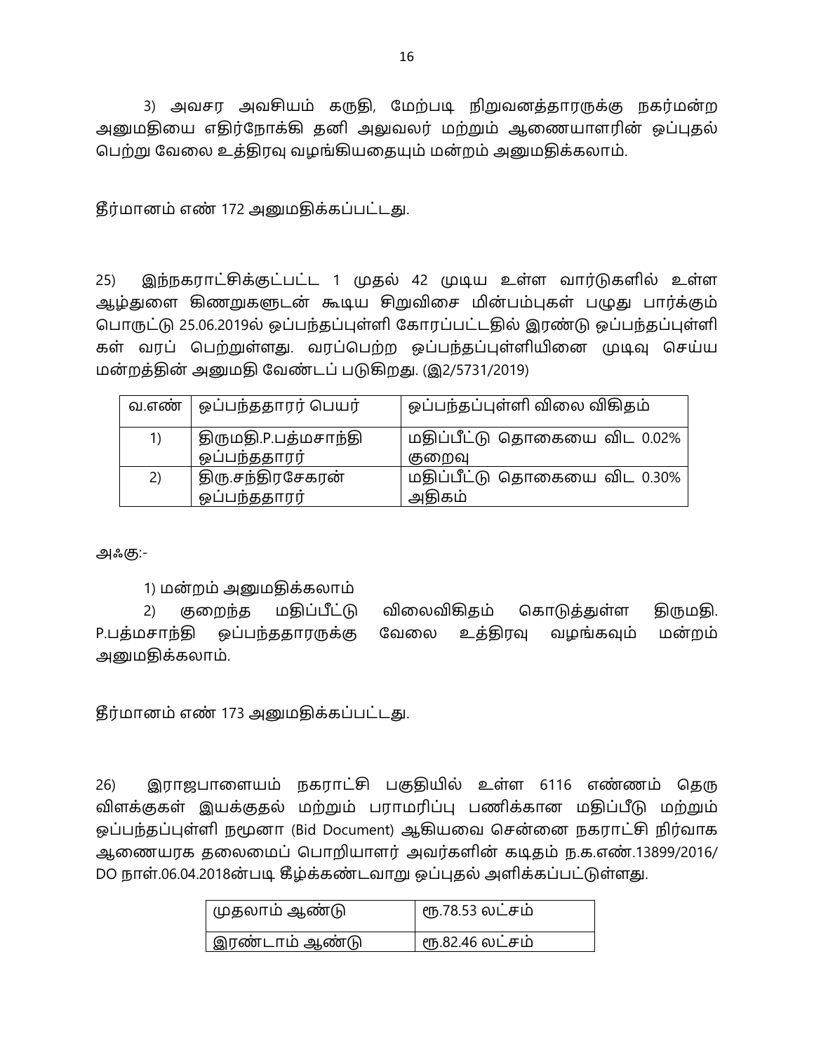3) அவசர அவசியம் கருதி, மேற்படி நிறுவனத்தாரருக்கு நகர்மன்ற அனுமதியை எதிர்நோக்கி தனி அலுவலர் மற்றும் ஆணையாளரின் ஒப்புதல் பெற்று வேலை உத்திரவு வழங்கியதையும் மன்றம் அனுமதிக்கலாம்.

தீர்மானம் எண் 172 அனுமதிக்கப்பட்டது.

25) இந்நகராட்சிக்குட்பட்ட 1 முதல் 42 முடிய உள்ள வார்டுகளில் உள்ள ஆழ்துளை கிணறுகளுடன் கூடிய சிறுவிசை மின்பம்புகள் பழுது பார்க்கும் பொருட்டு 25.06.2019ல் ஒப்பந்தப்புள்ளி கோரப்பட்டதில் இரண்டு ஒப்பந்தப்புள்ளி கள் வரப் பெற்றுள்ளது. வரப்பெற்ற ஒப்பந்தப்புள்ளியினை முடிவு செய்ய மன்றத்தின் அனுமதி வேண்டப் படுகிறது. (இ2/5731/2019)

| வ.எண் | ஒப்பந்ததாரர் பெயர் | ஒப்பந்தப்புள்ளி விலை விகிதம் |
|---|---|---|
| 1) | திருமதி.P.பத்மசாந்தி ஒப்பந்ததாரர் | மதிப்பீட்டு தொகையை விட 0.02% குறைவு |
| 2) | திரு.சந்திரசேகரன் ஒப்பந்ததாரர் | மதிப்பீட்டு தொகையை விட 0.30% அதிகம் |

அஃகு:-

1) மன்றம் அனுமதிக்கலாம்

2) குறைந்த மதிப்பீட்டு விலைவிகிதம் கொடுத்துள்ள திருமதி. P.பத்மசாந்தி ஒப்பந்ததாரருக்கு வேலை உத்திரவு வழங்கவும் மன்றம் அனுமதிக்கலாம்.

தீர்மானம் எண் 173 அனுமதிக்கப்பட்டது.

26) இராஜபாளையம் நகராட்சி பகுதியில் உள்ள 6116 எண்ணம் தெரு விளக்குகள் இயக்குதல் மற்றும் பராமரிப்பு பணிக்கான மதிப்பீடு மற்றும் ஒப்பந்தப்புள்ளி நமூனா (Bid Document) ஆகியவை சென்னை நகராட்சி நிர்வாக ஆணையரக தலைமைப் பொறியாளர் அவர்களின் கடிதம் ந.க.எண்.13899/2016/ DO நாள்.06.04.2018ன்படி கீழ்க்கண்டவாறு ஒப்புதல் அளிக்கப்பட்டுள்ளது.

| | |
|---|---|
| முதலாம் ஆண்டு | ரூ.78.53 லட்சம் |
| இரண்டாம் ஆண்டு | ரூ.82.46 லட்சம் |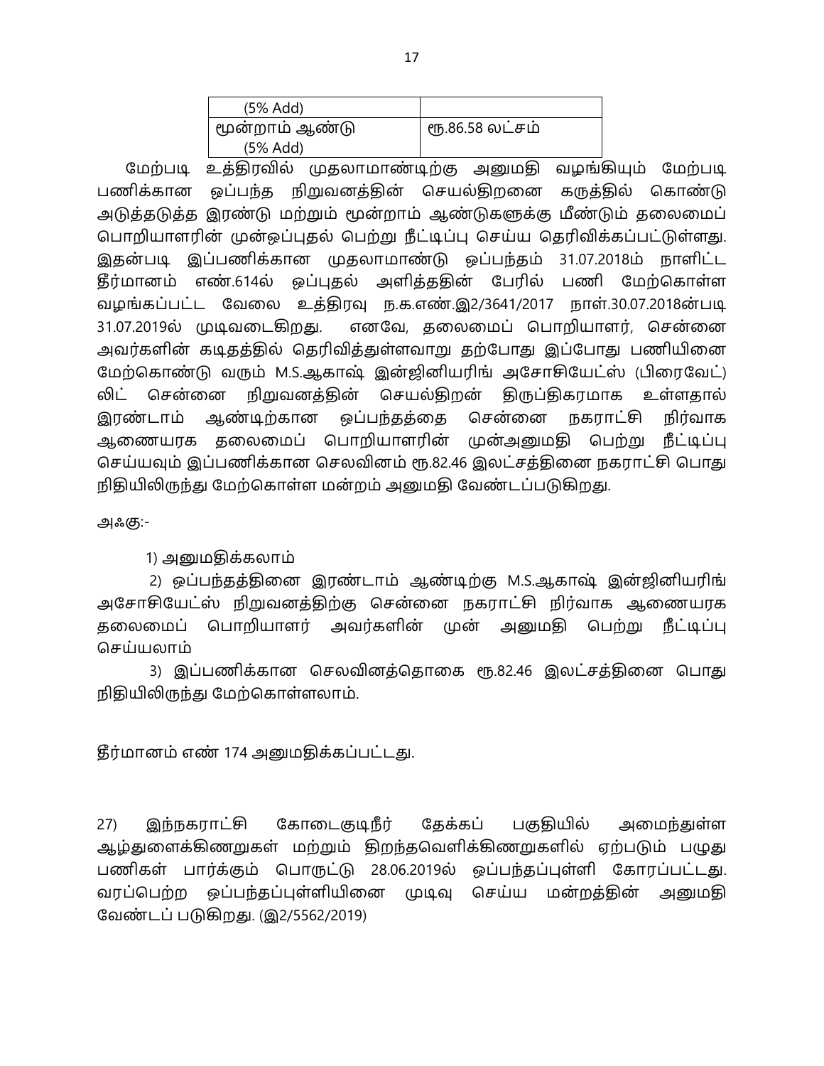| (5% Add) | |
|---|---|
| மூன்றாம் ஆண்டு (5% Add) | ரூ.86.58 லட்சம் |

மேற்படி உத்திரவில் முதலாமாண்டிற்கு அனுமதி வழங்கியும் மேற்படி பணிக்கான ஒப்பந்த நிறுவனத்தின் செயல்திறனை கருத்தில் கொண்டு அடுத்தடுத்த இரண்டு மற்றும் மூன்றாம் ஆண்டுகளுக்கு மீண்டும் தலைமைப் பொறியாளரின் முன்ஒப்புதல் பெற்று நீட்டிப்பு செய்ய தெரிவிக்கப்பட்டுள்ளது. இதன்படி இப்பணிக்கான முதலாமாண்டு ஒப்பந்தம் 31.07.2018ம் நாளிட்ட தீர்மானம் எண்.614ல் ஒப்புதல் அளித்ததின் பேரில் பணி மேற்கொள்ள வழங்கப்பட்ட வேலை உத்திரவு ந.க.எண்.இ2/3641/2017 நாள்.30.07.2018ன்படி 31.07.2019ல் முடிவடைகிறது. எனவே, தலைமைப் பொறியாளர், சென்னை அவர்களின் கடிதத்தில் தெரிவித்துள்ளவாறு தற்போது இப்போது பணியினை மேற்கொண்டு வரும் M.S.ஆகாஷ் இன்ஜினியரிங் அசோசியேட்ஸ் (பிரைவேட்) லிட் சென்னை நிறுவனத்தின் செயல்திறன் திருப்திகரமாக உள்ளதால் இரண்டாம் ஆண்டிற்கான ஒப்பந்தத்தை சென்னை நகராட்சி நிர்வாக ஆணையரக தலைமைப் பொறியாளரின் முன்அனுமதி பெற்று நீட்டிப்பு செய்யவும் இப்பணிக்கான செலவினம் ரூ.82.46 இலட்சத்தினை நகராட்சி பொது நிதியிலிருந்து மேற்கொள்ள மன்றம் அனுமதி வேண்டப்படுகிறது.

அஃகு:-

1) அனுமதிக்கலாம்

2) ஒப்பந்தத்தினை இரண்டாம் ஆண்டிற்கு M.S.ஆகாஷ் இன்ஜினியரிங் அசோசியேட்ஸ் நிறுவனத்திற்கு சென்னை நகராட்சி நிர்வாக ஆணையரக தலைமைப் பொறியாளர் அவர்களின் முன் அனுமதி பெற்று நீட்டிப்பு செய்யலாம்

3) இப்பணிக்கான செலவினத்தொகை ரூ.82.46 இலட்சத்தினை பொது நிதியிலிருந்து மேற்கொள்ளலாம்.

தீர்மானம் எண் 174 அனுமதிக்கப்பட்டது.

27) இந்நகராட்சி கோடைகுடிநீர் தேக்கப் பகுதியில் அமைந்துள்ள ஆழ்துளைக்கிணறுகள் மற்றும் திறந்தவெளிக்கிணறுகளில் ஏற்படும் பழுது பணிகள் பார்க்கும் பொருட்டு 28.06.2019ல் ஒப்பந்தப்புள்ளி கோரப்பட்டது. வரப்பெற்ற ஒப்பந்தப்புள்ளியினை முடிவு செய்ய மன்றத்தின் அனுமதி வேண்டப் படுகிறது. (இ2/5562/2019)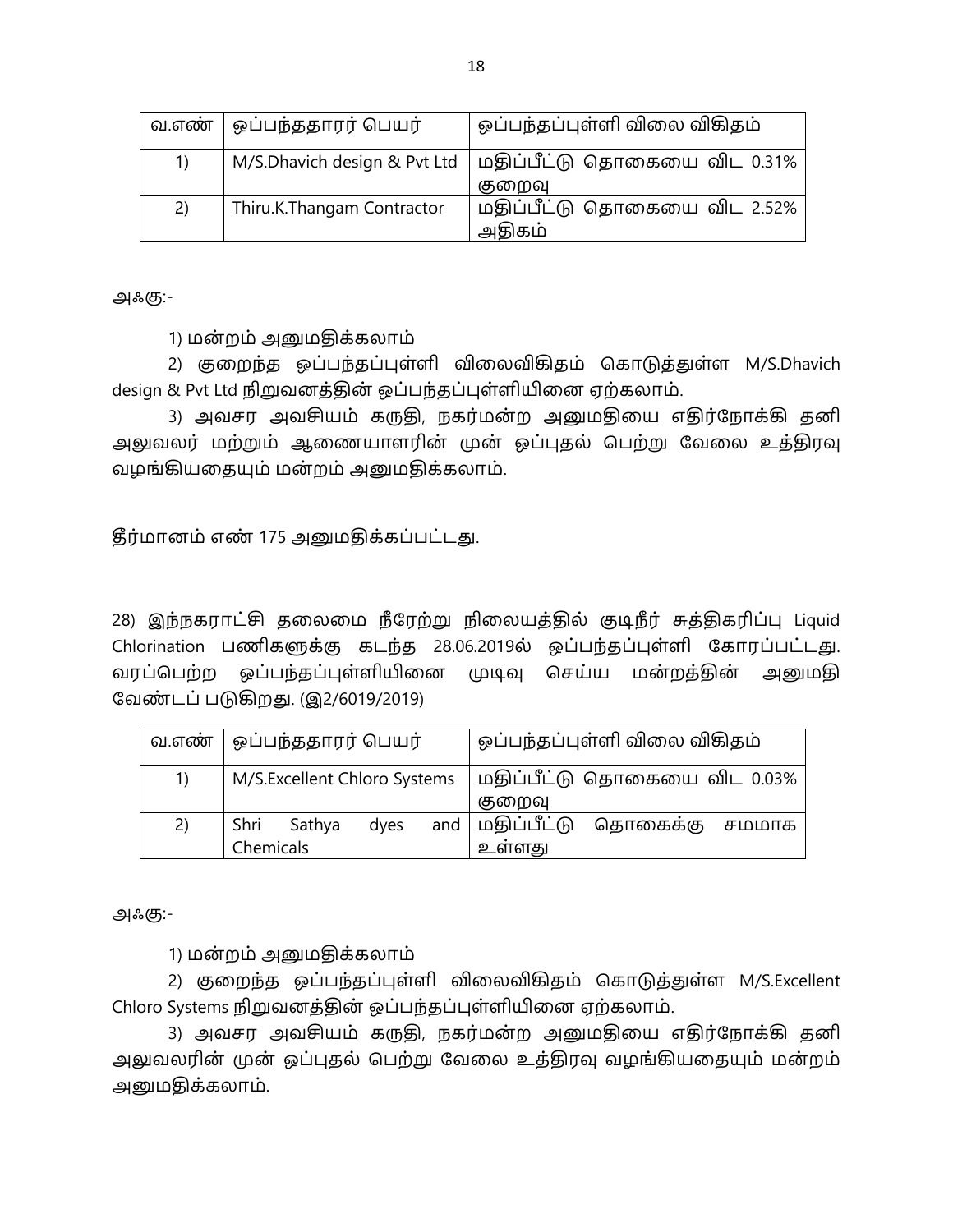| வ.எண் | ஒப்பந்ததாரர் பெயர் | ஒப்பந்தப்புள்ளி விலை விகிதம் |
|---|---|---|
| 1) | M/S.Dhavich design & Pvt Ltd | மதிப்பீட்டு தொகையை விட 0.31% குறைவு |
| 2) | Thiru.K.Thangam Contractor | மதிப்பீட்டு தொகையை விட 2.52% அதிகம் |

அஃகு:-

1) மன்றம் அனுமதிக்கலாம்

2) குறைந்த ஒப்பந்தப்புள்ளி விலைவிகிதம் கொடுத்துள்ள M/S.Dhavich design & Pvt Ltd நிறுவனத்தின் ஒப்பந்தப்புள்ளியினை ஏற்கலாம்.

3) அவசர அவசியம் கருதி, நகர்மன்ற அனுமதியை எதிர்நோக்கி தனி அலுவலர் மற்றும் ஆணையாளரின் முன் ஒப்புதல் பெற்று வேலை உத்திரவு வழங்கியதையும் மன்றம் அனுமதிக்கலாம்.

தீர்மானம் எண் 175 அனுமதிக்கப்பட்டது.

28) இந்நகராட்சி தலைமை நீரேற்று நிலையத்தில் குடிநீர் சுத்திகரிப்பு Liquid Chlorination பணிகளுக்கு கடந்த 28.06.2019ல் ஒப்பந்தப்புள்ளி கோரப்பட்டது. வரப்பெற்ற ஒப்பந்தப்புள்ளியினை முடிவு செய்ய மன்றத்தின் அனுமதி வேண்டப் படுகிறது. (இ2/6019/2019)

| வ.எண் | ஒப்பந்ததாரர் பெயர் | ஒப்பந்தப்புள்ளி விலை விகிதம் |
|---|---|---|
| 1) | M/S.Excellent Chloro Systems | மதிப்பீட்டு தொகையை விட 0.03% குறைவு |
| 2) | Shri Sathya dyes and Chemicals | மதிப்பீட்டு தொகைக்கு சமமாக உள்ளது |

அஃகு:-

1) மன்றம் அனுமதிக்கலாம்

2) குறைந்த ஒப்பந்தப்புள்ளி விலைவிகிதம் கொடுத்துள்ள M/S.Excellent Chloro Systems நிறுவனத்தின் ஒப்பந்தப்புள்ளியினை ஏற்கலாம்.

3) அவசர அவசியம் கருதி, நகர்மன்ற அனுமதியை எதிர்நோக்கி தனி அலுவலரின் முன் ஒப்புதல் பெற்று வேலை உத்திரவு வழங்கியதையும் மன்றம் அனுமதிக்கலாம்.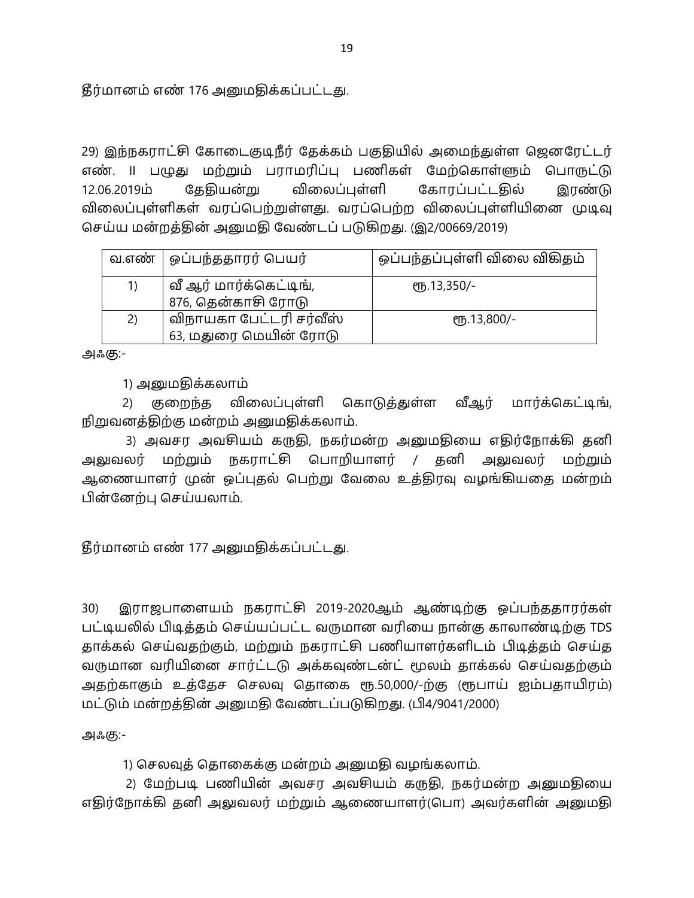தீர்மானம் எண் 176 அனுமதிக்கப்பட்டது.

29) இந்நகராட்சி கோடைகுடிநீர் தேக்கம் பகுதியில் அமைந்துள்ள ஜெனரேட்டர் எண். II பழுது மற்றும் பராமரிப்பு பணிகள் மேற்கொள்ளும் பொருட்டு 12.06.2019ம் தேதியன்று விலைப்புள்ளி கோரப்பட்டதில் இரண்டு விலைப்புள்ளிகள் வரப்பெற்றுள்ளது. வரப்பெற்ற விலைப்புள்ளியினை முடிவு செய்ய மன்றத்தின் அனுமதி வேண்டப் படுகிறது. (இ2/00669/2019)

| வ.எண் | ஒப்பந்ததாரர் பெயர் | ஒப்பந்தப்புள்ளி விலை விகிதம் |
|---|---|---|
| 1) | வீ ஆர் மார்க்கெட்டிங், 876, தென்காசி ரோடு | ரூ.13,350/- |
| 2) | விநாயகா பேட்டரி சர்வீஸ் 63, மதுரை மெயின் ரோடு | ரூ.13,800/- |

அஃகு:-

1) அனுமதிக்கலாம்

2) குறைந்த விலைப்புள்ளி கொடுத்துள்ள வீஆர் மார்க்கெட்டிங், நிறுவனத்திற்கு மன்றம் அனுமதிக்கலாம்.

3) அவசர அவசியம் கருதி, நகர்மன்ற அனுமதியை எதிர்நோக்கி தனி அலுவலர் மற்றும் நகராட்சி பொறியாளர் / தனி அலுவலர் மற்றும் ஆணையாளர் முன் ஒப்புதல் பெற்று வேலை உத்திரவு வழங்கியதை மன்றம் பின்னேற்பு செய்யலாம்.

தீர்மானம் எண் 177 அனுமதிக்கப்பட்டது.

30) இராஜபாளையம் நகராட்சி 2019-2020ஆம் ஆண்டிற்கு ஒப்பந்ததாரர்கள் பட்டியலில் பிடித்தம் செய்யப்பட்ட வருமான வரியை நான்கு காலாண்டிற்கு TDS தாக்கல் செய்வதற்கும், மற்றும் நகராட்சி பணியாளர்களிடம் பிடித்தம் செய்த வருமான வரியினை சார்ட்டடு அக்கவுண்டன்ட் மூலம் தாக்கல் செய்வதற்கும் அதற்காகும் உத்தேச செலவு தொகை ரூ.50,000/-ற்கு (ரூபாய் ஐம்பதாயிரம்) மட்டும் மன்றத்தின் அனுமதி வேண்டப்படுகிறது. (பி4/9041/2000)

அஃகு:-

1) செலவுத் தொகைக்கு மன்றம் அனுமதி வழங்கலாம்.

2) மேற்படி பணியின் அவசர அவசியம் கருதி, நகர்மன்ற அனுமதியை எதிர்நோக்கி தனி அலுவலர் மற்றும் ஆணையாளர்(பொ) அவர்களின் அனுமதி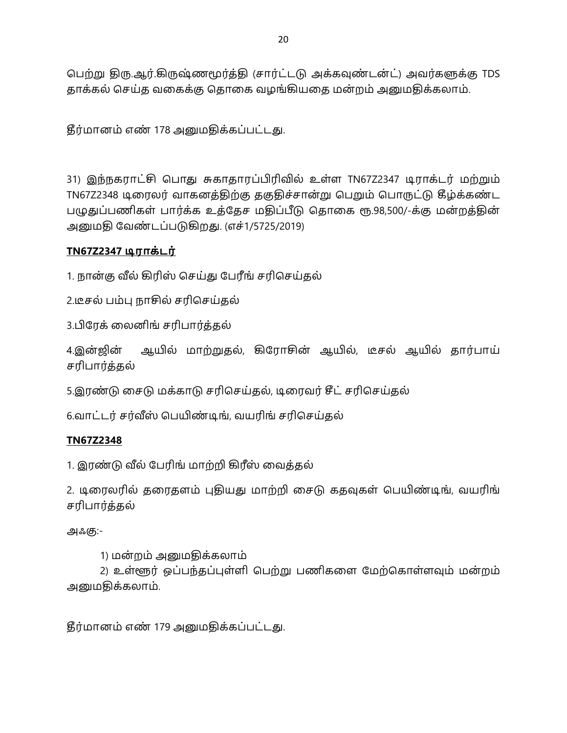பெற்று திரு.ஆர்.கிருஷ்ணமூர்த்தி (சார்ட்டடு அக்கவுண்டன்ட்) அவர்களுக்கு TDS தாக்கல் செய்த வகைக்கு தொகை வழங்கியதை மன்றம் அனுமதிக்கலாம்.

தீர்மானம் எண் 178 அனுமதிக்கப்பட்டது.

31) இந்நகராட்சி பொது சுகாதாரப்பிரிவில் உள்ள TN67Z2347 டிராக்டர் மற்றும் TN67Z2348 டிரைலர் வாகனத்திற்கு தகுதிச்சான்று பெறும் பொருட்டு கீழ்க்கண்ட பழுதுப்பணிகள் பார்க்க உத்தேச மதிப்பீடு தொகை ரூ.98,500/-க்கு மன்றத்தின் அனுமதி வேண்டப்படுகிறது. (எச்1/5725/2019)

**<u>TN67Z2347 டிராக்டர்</u>**

1. நான்கு வீல் கிரிஸ் செய்து பேரீங் சரிசெய்தல்

2.டீசல் பம்பு நாசில் சரிசெய்தல்

3.பிரேக் லைனிங் சரிபார்த்தல்

4.இன்ஜின் ஆயில் மாற்றுதல், கிரோசின் ஆயில், டீசல் ஆயில் தார்பாய் சரிபார்த்தல்

5.இரண்டு சைடு மக்காடு சரிசெய்தல், டிரைவர் சீட் சரிசெய்தல்

6.வாட்டர் சர்வீஸ் பெயிண்டிங், வயரிங் சரிசெய்தல்

**<u>TN67Z2348</u>**

1. இரண்டு வீல் பேரிங் மாற்றி கிரீஸ் வைத்தல்

2. டிரைலரில் தரைதளம் புதியது மாற்றி சைடு கதவுகள் பெயிண்டிங், வயரிங் சரிபார்த்தல்

அஃகு:-

1) மன்றம் அனுமதிக்கலாம்
2) உள்ளூர் ஒப்பந்தப்புள்ளி பெற்று பணிகளை மேற்கொள்ளவும் மன்றம் அனுமதிக்கலாம்.

தீர்மானம் எண் 179 அனுமதிக்கப்பட்டது.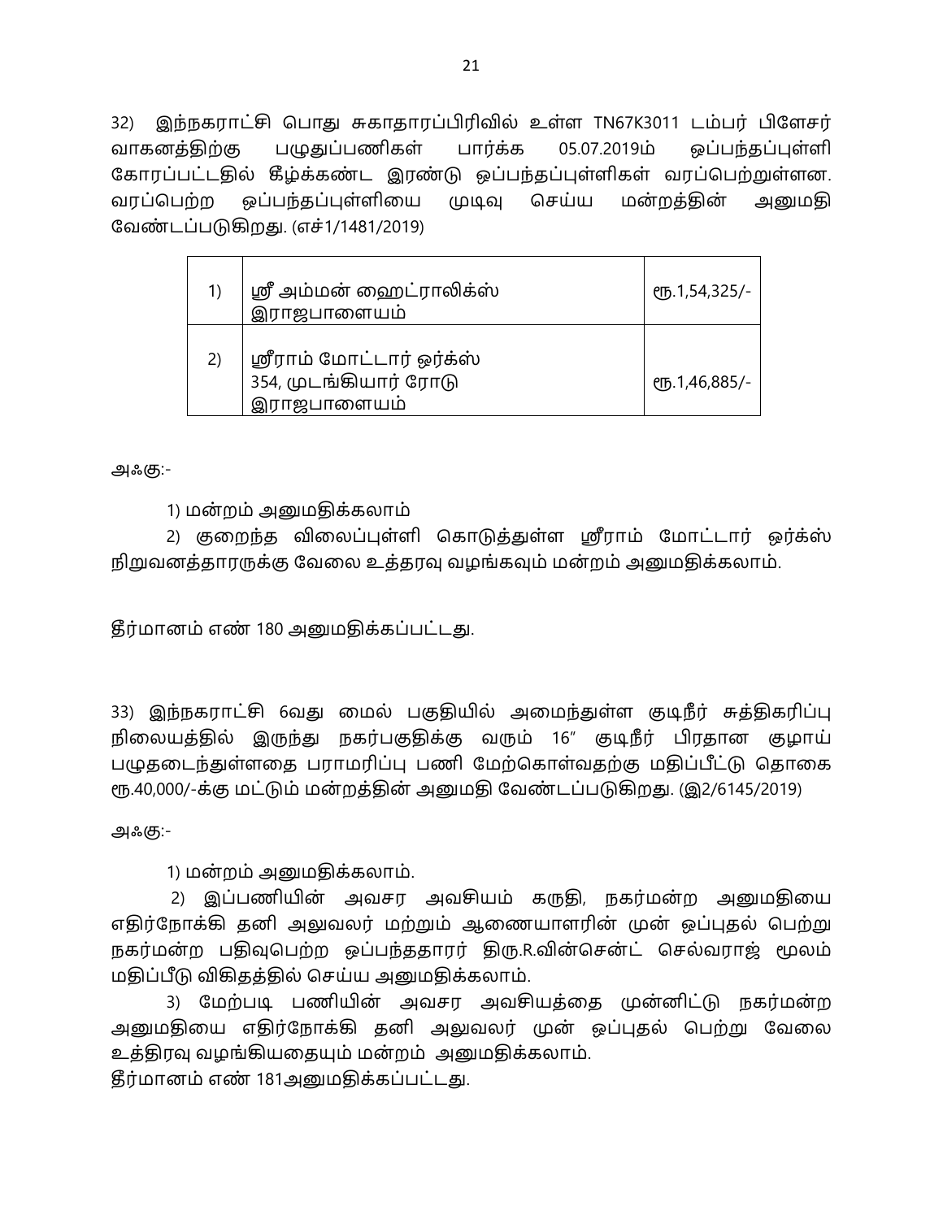32) இந்நகராட்சி பொது சுகாதாரப்பிரிவில் உள்ள TN67K3011 டம்பர் பிளேசர் வாகனத்திற்கு பழுதுப்பணிகள் பார்க்க 05.07.2019ம் ஒப்பந்தப்புள்ளி கோரப்பட்டதில் கீழ்க்கண்ட இரண்டு ஒப்பந்தப்புள்ளிகள் வரப்பெற்றுள்ளன. வரப்பெற்ற ஒப்பந்தப்புள்ளியை முடிவு செய்ய மன்றத்தின் அனுமதி வேண்டப்படுகிறது. (எச்1/1481/2019)

| | | |
|---|---|---|
| 1) | ஸ்ரீ அம்மன் ஹைட்ராலிக்ஸ்<br>இராஜபாளையம் | ரூ.1,54,325/- |
| 2) | ஸ்ரீராம் மோட்டார் ஒர்க்ஸ்<br>354, முடங்கியார் ரோடு<br>இராஜபாளையம் | ரூ.1,46,885/- |

அஃகு:-

1) மன்றம் அனுமதிக்கலாம்

2) குறைந்த விலைப்புள்ளி கொடுத்துள்ள ஸ்ரீராம் மோட்டார் ஒர்க்ஸ் நிறுவனத்தாரருக்கு வேலை உத்தரவு வழங்கவும் மன்றம் அனுமதிக்கலாம்.

தீர்மானம் எண் 180 அனுமதிக்கப்பட்டது.

33) இந்நகராட்சி 6வது மைல் பகுதியில் அமைந்துள்ள குடிநீர் சுத்திகரிப்பு நிலையத்தில் இருந்து நகர்பகுதிக்கு வரும் 16″ குடிநீர் பிரதான குழாய் பழுதடைந்துள்ளதை பராமரிப்பு பணி மேற்கொள்வதற்கு மதிப்பீட்டு தொகை ரூ.40,000/-க்கு மட்டும் மன்றத்தின் அனுமதி வேண்டப்படுகிறது. (இ2/6145/2019)

அஃகு:-

1) மன்றம் அனுமதிக்கலாம்.

2) இப்பணியின் அவசர அவசியம் கருதி, நகர்மன்ற அனுமதியை எதிர்நோக்கி தனி அலுவலர் மற்றும் ஆணையாளரின் முன் ஒப்புதல் பெற்று நகர்மன்ற பதிவுபெற்ற ஒப்பந்ததாரர் திரு.R.வின்செண்ட் செல்வராஜ் மூலம் மதிப்பீடு விகிதத்தில் செய்ய அனுமதிக்கலாம்.

3) மேற்படி பணியின் அவசர அவசியத்தை முன்னிட்டு நகர்மன்ற அனுமதியை எதிர்நோக்கி தனி அலுவலர் முன் ஒப்புதல் பெற்று வேலை உத்திரவு வழங்கியதையும் மன்றம் அனுமதிக்கலாம்.

தீர்மானம் எண் 181அனுமதிக்கப்பட்டது.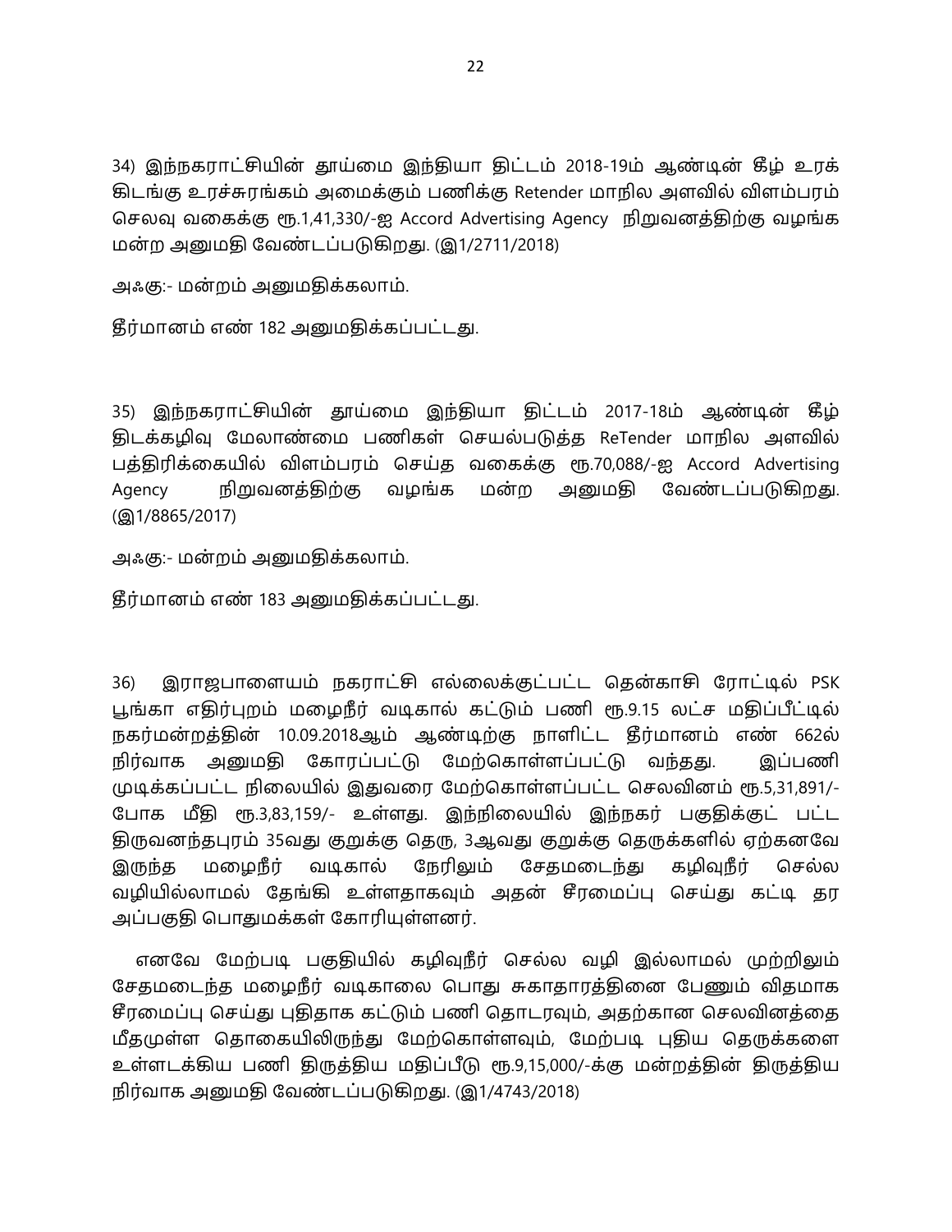34) இந்நகராட்சியின் தூய்மை இந்தியா திட்டம் 2018-19ம் ஆண்டின் கீழ் உரக் கிடங்கு உரச்சுரங்கம் அமைக்கும் பணிக்கு Retender மாநில அளவில் விளம்பரம் செலவு வகைக்கு ரூ.1,41,330/-ஐ Accord Advertising Agency நிறுவனத்திற்கு வழங்க மன்ற அனுமதி வேண்டப்படுகிறது. (இ1/2711/2018)

அஃகு:- மன்றம் அனுமதிக்கலாம்.

தீர்மானம் எண் 182 அனுமதிக்கப்பட்டது.

35) இந்நகராட்சியின் தூய்மை இந்தியா திட்டம் 2017-18ம் ஆண்டின் கீழ் திடக்கழிவு மேலாண்மை பணிகள் செயல்படுத்த ReTender மாநில அளவில் பத்திரிக்கையில் விளம்பரம் செய்த வகைக்கு ரூ.70,088/-ஐ Accord Advertising Agency நிறுவனத்திற்கு வழங்க மன்ற அனுமதி வேண்டப்படுகிறது. (இ1/8865/2017)

அஃகு:- மன்றம் அனுமதிக்கலாம்.

தீர்மானம் எண் 183 அனுமதிக்கப்பட்டது.

36) இராஜபாளையம் நகராட்சி எல்லைக்குட்பட்ட தென்காசி ரோட்டில் PSK பூங்கா எதிர்புறம் மழைநீர் வடிகால் கட்டும் பணி ரூ.9.15 லட்ச மதிப்பீட்டில் நகர்மன்றத்தின் 10.09.2018ஆம் ஆண்டிற்கு நாளிட்ட தீர்மானம் எண் 662ல் நிர்வாக அனுமதி கோரப்பட்டு மேற்கொள்ளப்பட்டு வந்தது. இப்பணி முடிக்கப்பட்ட நிலையில் இதுவரை மேற்கொள்ளப்பட்ட செலவினம் ரூ.5,31,891/- போக மீதி ரூ.3,83,159/- உள்ளது. இந்நிலையில் இந்நகர் பகுதிக்குட் பட்ட திருவனந்தபுரம் 35வது குறுக்கு தெரு, 3ஆவது குறுக்கு தெருக்களில் ஏற்கனவே இருந்த மழைநீர் வடிகால் நேரிலும் சேதமடைந்து கழிவுநீர் செல்ல வழியில்லாமல் தேங்கி உள்ளதாகவும் அதன் சீரமைப்பு செய்து கட்டி தர அப்பகுதி பொதுமக்கள் கோரியுள்ளனர்.

எனவே மேற்படி பகுதியில் கழிவுநீர் செல்ல வழி இல்லாமல் முற்றிலும் சேதமடைந்த மழைநீர் வடிகாலை பொது சுகாதாரத்தினை பேணும் விதமாக சீரமைப்பு செய்து புதிதாக கட்டும் பணி தொடரவும், அதற்கான செலவினத்தை மீதமுள்ள தொகையிலிருந்து மேற்கொள்ளவும், மேற்படி புதிய தெருக்களை உள்ளடக்கிய பணி திருத்திய மதிப்பீடு ரூ.9,15,000/-க்கு மன்றத்தின் திருத்திய நிர்வாக அனுமதி வேண்டப்படுகிறது. (இ1/4743/2018)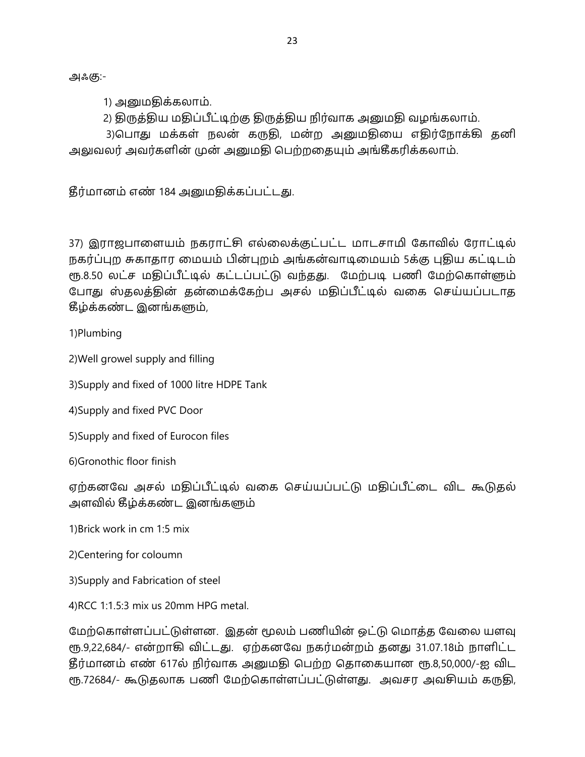அஃகு:-

1) அனுமதிக்கலாம்.

2) திருத்திய மதிப்பீட்டிற்கு திருத்திய நிர்வாக அனுமதி வழங்கலாம்.

3)பொது மக்கள் நலன் கருதி, மன்ற அனுமதியை எதிர்நோக்கி தனி அலுவலர் அவர்களின் முன் அனுமதி பெற்றதையும் அங்கீகரிக்கலாம்.

தீர்மானம் எண் 184 அனுமதிக்கப்பட்டது.

37) இராஜபாளையம் நகராட்சி எல்லைக்குட்பட்ட மாடசாமி கோவில் ரோட்டில் நகர்ப்புற சுகாதார மையம் பின்புறம் அங்கன்வாடிமையம் 5க்கு புதிய கட்டிடம் ரூ.8.50 லட்ச மதிப்பீட்டில் கட்டப்பட்டு வந்தது. மேற்படி பணி மேற்கொள்ளும் போது ஸ்தலத்தின் தன்மைக்கேற்ப அசல் மதிப்பீட்டில் வகை செய்யப்படாத கீழ்க்கண்ட இனங்களும்,

1)Plumbing

2)Well growel supply and filling

3)Supply and fixed of 1000 litre HDPE Tank

4)Supply and fixed PVC Door

5)Supply and fixed of Eurocon files

6)Gronothic floor finish

ஏற்கனவே அசல் மதிப்பீட்டில் வகை செய்யப்பட்டு மதிப்பீட்டை விட கூடுதல் அளவில் கீழ்க்கண்ட இனங்களும்

1)Brick work in cm 1:5 mix

2)Centering for coloumn

3)Supply and Fabrication of steel

4)RCC 1:1.5:3 mix us 20mm HPG metal.

மேற்கொள்ளப்பட்டுள்ளன. இதன் மூலம் பணியின் ஒட்டு மொத்த வேலை யளவு ரூ.9,22,684/- என்றாகி விட்டது. ஏற்கனவே நகர்மன்றம் தனது 31.07.18ம் நாளிட்ட தீர்மானம் எண் 617ல் நிர்வாக அனுமதி பெற்ற தொகையான ரூ.8,50,000/-ஐ விட ரூ.72684/- கூடுதலாக பணி மேற்கொள்ளப்பட்டுள்ளது. அவசர அவசியம் கருதி,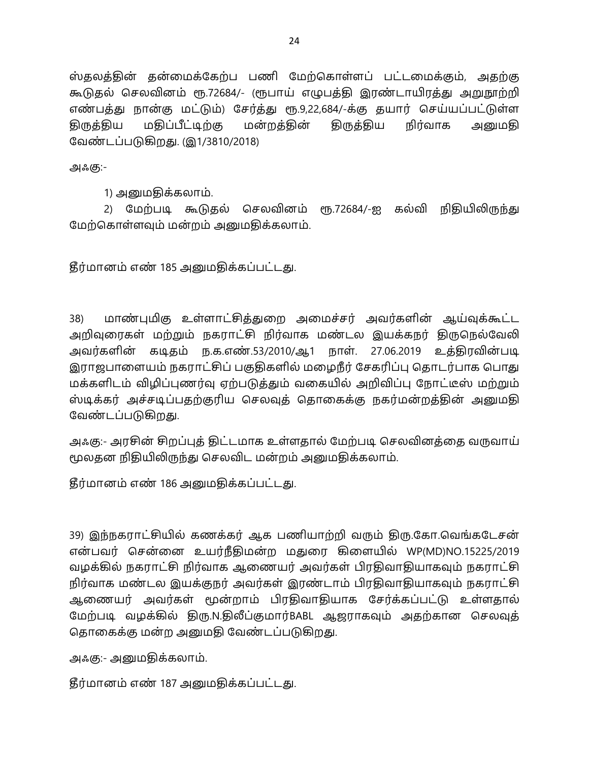ஸ்தலத்தின் தன்மைக்கேற்ப பணி மேற்கொள்ளப் பட்டமைக்கும், அதற்கு கூடுதல் செலவினம் ரூ.72684/- (ரூபாய் எழுபத்தி இரண்டாயிரத்து அறுநூற்றி எண்பத்து நான்கு மட்டும்) சேர்த்து ரூ.9,22,684/-க்கு தயார் செய்யப்பட்டுள்ள திருத்திய மதிப்பீட்டிற்கு மன்றத்தின் திருத்திய நிர்வாக அனுமதி வேண்டப்படுகிறது. (இ1/3810/2018)

அஃகு:-

1) அனுமதிக்கலாம்.

2) மேற்படி கூடுதல் செலவினம் ரூ.72684/-ஐ கல்வி நிதியிலிருந்து மேற்கொள்ளவும் மன்றம் அனுமதிக்கலாம்.

தீர்மானம் எண் 185 அனுமதிக்கப்பட்டது.

38) மாண்புமிகு உள்ளாட்சித்துறை அமைச்சர் அவர்களின் ஆய்வுக்கூட்ட அறிவுரைகள் மற்றும் நகராட்சி நிர்வாக மண்டல இயக்கநர் திருநெல்வேலி அவர்களின் கடிதம் ந.க.எண்.53/2010/ஆ1 நாள். 27.06.2019 உத்திரவின்படி இராஜபாளையம் நகராட்சிப் பகுதிகளில் மழைநீர் சேகரிப்பு தொடர்பாக பொது மக்களிடம் விழிப்புணர்வு ஏற்படுத்தும் வகையில் அறிவிப்பு நோட்டீஸ் மற்றும் ஸ்டிக்கர் அச்சடிப்பதற்குரிய செலவுத் தொகைக்கு நகர்மன்றத்தின் அனுமதி வேண்டப்படுகிறது.

அஃகு:- அரசின் சிறப்புத் திட்டமாக உள்ளதால் மேற்படி செலவினத்தை வருவாய் மூலதன நிதியிலிருந்து செலவிட மன்றம் அனுமதிக்கலாம்.

தீர்மானம் எண் 186 அனுமதிக்கப்பட்டது.

39) இந்நகராட்சியில் கணக்கர் ஆக பணியாற்றி வரும் திரு.கோ.வெங்கடேசன் என்பவர் சென்னை உயர்நீதிமன்ற மதுரை கிளையில் WP(MD)NO.15225/2019 வழக்கில் நகராட்சி நிர்வாக ஆணையர் அவர்கள் பிரதிவாதியாகவும் நகராட்சி நிர்வாக மண்டல இயக்குநர் அவர்கள் இரண்டாம் பிரதிவாதியாகவும் நகராட்சி ஆணையர் அவர்கள் மூன்றாம் பிரதிவாதியாக சேர்க்கப்பட்டு உள்ளதால் மேற்படி வழக்கில் திரு.N.திலீப்குமார்BABL ஆஜராகவும் அதற்கான செலவுத் தொகைக்கு மன்ற அனுமதி வேண்டப்படுகிறது.

அஃகு:- அனுமதிக்கலாம்.

தீர்மானம் எண் 187 அனுமதிக்கப்பட்டது.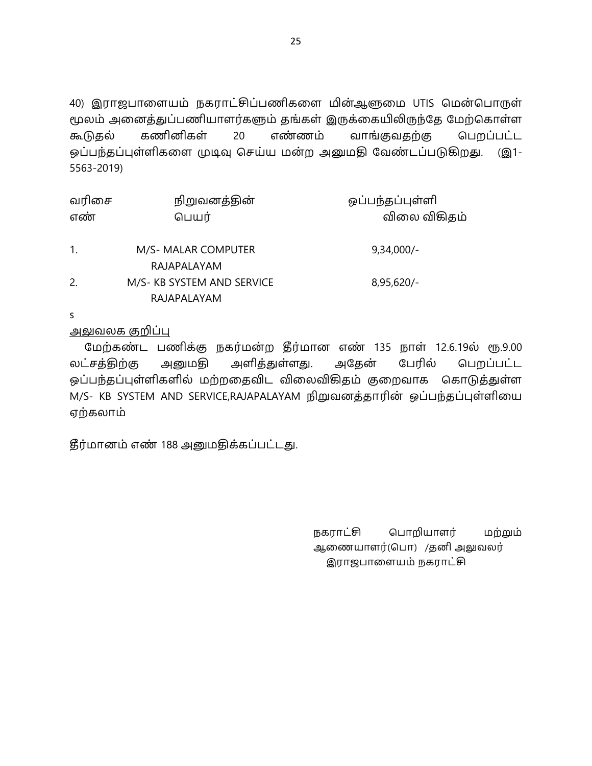40) இராஜபாளையம் நகராட்சிப்பணிகளை மின்ஆளுமை UTIS மென்பொருள் மூலம் அனைத்துப்பணியாளர்களும் தங்கள் இருக்கையிலிருந்தே மேற்கொள்ள கூடுதல் கணினிகள் 20 எண்ணம் வாங்குவதற்கு பெறப்பட்ட ஒப்பந்தப்புள்ளிகளை முடிவு செய்ய மன்ற அனுமதி வேண்டப்படுகிறது. (இ1-5563-2019)

| வரிசை எண் | நிறுவனத்தின் பெயர் | ஒப்பந்தப்புள்ளி விலை விகிதம் |
|---|---|---|
| 1. | M/S- MALAR COMPUTER RAJAPALAYAM | 9,34,000/- |
| 2. | M/S- KB SYSTEM AND SERVICE RAJAPALAYAM | 8,95,620/- |

s

<u>அலுவலக குறிப்பு</u>

மேற்கண்ட பணிக்கு நகர்மன்ற தீர்மான எண் 135 நாள் 12.6.19ல் ரூ.9.00 லட்சத்திற்கு அனுமதி அளித்துள்ளது. அதேன் பேரில் பெறப்பட்ட ஒப்பந்தப்புள்ளிகளில் மற்றதைவிட விலைவிகிதம் குறைவாக கொடுத்துள்ள M/S- KB SYSTEM AND SERVICE,RAJAPALAYAM நிறுவனத்தாரின் ஒப்பந்தப்புள்ளியை ஏற்கலாம்

தீர்மானம் எண் 188 அனுமதிக்கப்பட்டது.

நகராட்சி பொறியாளர் மற்றும்
ஆணையாளர்(பொ) /தனி அலுவலர்
இராஜபாளையம் நகராட்சி